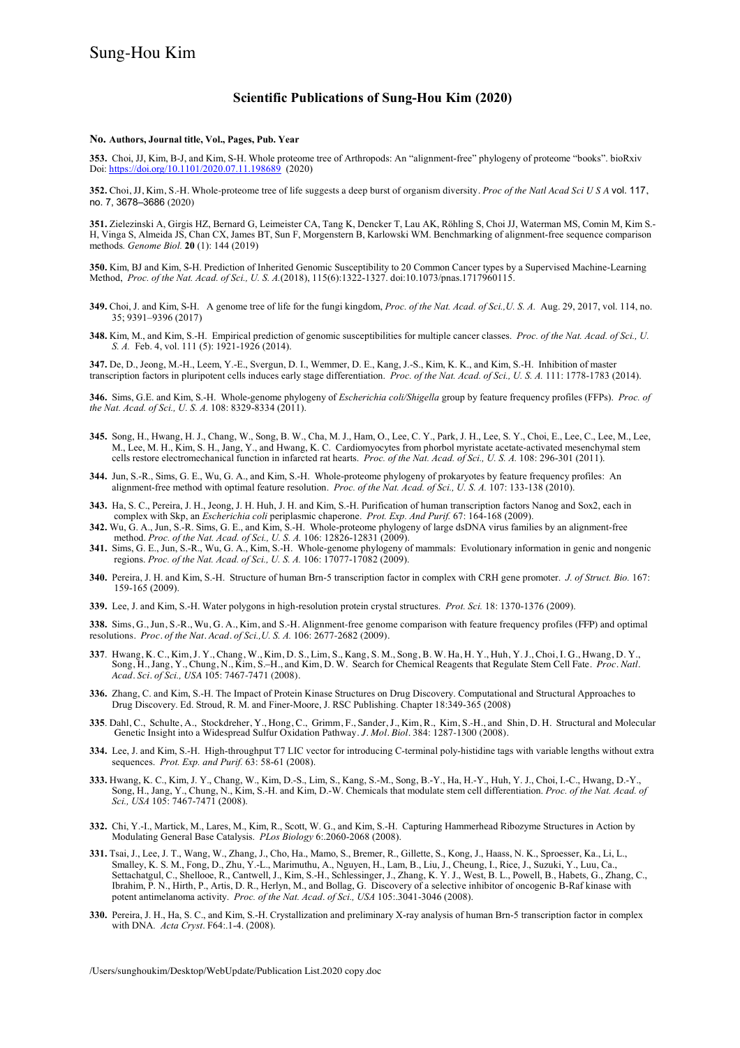# Sung-Hou Kim

## Scientific Publications of Sung-Hou Kim (2020)

**No. Authors, Journal title, Vol., Pages, Pub. Year**

**353.** Choi, JJ, Kim, B-J, and Kim, S-H. Whole proteome tree of Arthropods: An "alignment-free" phylogeny of proteome "books". bioRxiv Doi: https://doi.org/10.1101/2020.07.11.198689 (2020)

**352.** Choi, JJ, Kim, S.-H. Whole-proteome tree of life suggests a deep burst of organism diversity. *Proc of the Natl Acad Sci U S A* vol. 117, no. 7, 3678–3686 (2020)

**351.** Zielezinski A, Girgis HZ, Bernard G, Leimeister CA, Tang K, Dencker T, Lau AK, Röhling S, Choi JJ, Waterman MS, Comin M, Kim S.-H, Vinga S, Almeida JS, Chan CX, James BT, Sun F, Morgenstern B, Karlowski WM. Benchmarking of alignment-free sequence comparison methods*. Genome Biol.* **20** (1): 144 (2019)

**350.** Kim, BJ and Kim, S-H. Prediction of Inherited Genomic Susceptibility to 20 Common Cancer types by a Supervised Machine-Learning Method, *Proc. of the Nat. Acad. of Sci., U. S. A.*(2018), 115(6):1322-1327. doi:10.1073/pnas.1717960115.

**349.** Choi, J. and Kim, S-H. A genome tree of life for the fungi kingdom, *Proc. of the Nat. Acad. of Sci.,U. S. A.* Aug. 29, 2017, vol. 114, no. 35; 9391–9396 (2017)

**348.** Kim, M., and Kim, S.-H. Empirical prediction of genomic susceptibilities for multiple cancer classes. *Proc. of the Nat. Acad. of Sci., U. S. A.* Feb. 4, vol. 111 (5): 1921-1926 (2014).

**347.** De, D., Jeong, M.-H., Leem, Y.-E., Svergun, D. I., Wemmer, D. E., Kang, J.-S., Kim, K. K., and Kim, S.-H. Inhibition of master transcription factors in pluripotent cells induces early stage differentiation. *Proc. of the Nat. Acad. of Sci., U. S. A.* 111: 1778-1783 (2014).

**346.** Sims, G.E. and Kim, S.-H. Whole-genome phylogeny of *Escherichia coli/Shigella* group by feature frequency profiles (FFPs). *Proc. of the Nat. Acad. of Sci., U. S. A.* 108: 8329-8334 (2011).

**345.** Song, H., Hwang, H. J., Chang, W., Song, B. W., Cha, M. J., Ham, O., Lee, C. Y., Park, J. H., Lee, S. Y., Choi, E., Lee, C., Lee, M., Lee, M., Lee, M. H., Kim, S. H., Jang, Y., and Hwang, K. C. Cardiomyocytes from phorbol myristate acetate-activated mesenchymal stem cells restore electromechanical function in infarcted rat hearts. *Proc. of the Nat. Acad. of Sci., U. S. A.* 108: 296-301 (2011).

**344.** Jun, S.-R., Sims, G. E., Wu, G. A., and Kim, S.-H. Whole-proteome phylogeny of prokaryotes by feature frequency profiles: An alignment-free method with optimal feature resolution. *Proc. of the Nat. Acad. of Sci., U. S. A.* 107: 133-138 (2010).

**343.** Ha, S. C., Pereira, J. H., Jeong, J. H. Huh, J. H. and Kim, S.-H. Purification of human transcription factors Nanog and Sox2, each in complex with Skp, an *Escherichia coli* periplasmic chaperone. *Prot. Exp. And Purif.* 67: 164-168 (2009).

**342.** Wu, G. A., Jun, S.-R. Sims, G. E., and Kim, S.-H. Whole-proteome phylogeny of large dsDNA virus families by an alignment-free method. *Proc. of the Nat. Acad. of Sci., U. S. A.* 106: 12826-12831 (2009).

**341.** Sims, G. E., Jun, S.-R., Wu, G. A., Kim, S.-H. Whole-genome phylogeny of mammals: Evolutionary information in genic and nongenic regions. *Proc. of the Nat. Acad. of Sci., U. S. A.* 106: 17077-17082 (2009).

**340.** Pereira, J. H. and Kim, S.-H. Structure of human Brn-5 transcription factor in complex with CRH gene promoter. *J. of Struct. Bio.* 167: 159-165 (2009).

**339.** Lee, J. and Kim, S.-H. Water polygons in high-resolution protein crystal structures. *Prot. Sci.* 18: 1370-1376 (2009).

**338.** Sims, G., Jun, S.-R., Wu, G. A., Kim, and S.-H. Alignment-free genome comparison with feature frequency profiles (FFP) and optimal resolutions. *Proc. of the Nat. Acad. of Sci.,U. S. A.* 106: 2677-2682 (2009).

**337**. Hwang, K. C., Kim, J. Y., Chang, W., Kim, D. S., Lim, S., Kang, S. M., Song, B. W. Ha, H. Y., Huh, Y. J., Choi, I. G., Hwang, D. Y., Song, H., Jang, Y., Chung, N., Kim, S.–H., and Kim, D. W. Search for Chemical Reagents that Regulate Stem Cell Fate. *Proc. Natl. Acad. Sci. of Sci., USA* 105: 7467-7471 (2008).

**336.** Zhang, C. and Kim, S.-H. The Impact of Protein Kinase Structures on Drug Discovery. Computational and Structural Approaches to Drug Discovery. Ed. Stroud, R. M. and Finer-Moore, J. RSC Publishing. Chapter 18:349-365 (2008)

**335**. Dahl, C., Schulte, A., Stockdreher, Y., Hong, C., Grimm, F., Sander, J., Kim, R., Kim, S.-H., and Shin, D. H. Structural and Molecular Genetic Insight into a Widespread Sulfur Oxidation Pathway. *J. Mol. Biol.* 384: 1287-1300 (2008).

**334.** Lee, J. and Kim, S.-H. High-throughput T7 LIC vector for introducing C-terminal poly-histidine tags with variable lengths without extra sequences. *Prot. Exp. and Purif.* 63: 58-61 (2008).

**333.** Hwang, K. C., Kim, J. Y., Chang, W., Kim, D.-S., Lim, S., Kang, S.-M., Song, B.-Y., Ha, H.-Y., Huh, Y. J., Choi, I.-C., Hwang, D.-Y., Song, H., Jang, Y., Chung, N., Kim, S.-H. and Kim, D.-W. Chemicals that modulate stem cell differentiation. *Proc. of the Nat. Acad. of Sci., USA* 105: 7467-7471 (2008).

**332.** Chi, Y.-I., Martick, M., Lares, M., Kim, R., Scott, W. G., and Kim, S.-H. Capturing Hammerhead Ribozyme Structures in Action by Modulating General Base Catalysis. *PLos Biology* 6:.2060-2068 (2008).

**331.** Tsai, J., Lee, J. T., Wang, W., Zhang, J., Cho, Ha., Mamo, S., Bremer, R., Gillette, S., Kong, J., Haass, N. K., Sproesser, Ka., Li, L., Smalley, K. S. M., Fong, D., Zhu, Y.-L., Marimuthu, A., Nguyen, H., Lam, B., Liu, J., Cheung, I., Rice, J., Suzuki, Y., Luu, Ca., Settachatgul, C., Shellooe, R., Cantwell, J., Kim, S.-H., Schlessinger, J., Zhang, K. Y. J., West, B. L., Powell, B., Habets, G., Zhang, C., Ibrahim, P. N., Hirth, P., Artis, D. R., Herlyn, M., and Bollag, G. Discovery of a selective inhibitor of oncogenic B-Raf kinase with potent antimelanoma activity. *Proc. of the Nat. Acad. of Sci., USA* 105:.3041-3046 (2008).

**330.** Pereira, J. H., Ha, S. C., and Kim, S.-H. Crystallization and preliminary X-ray analysis of human Brn-5 transcription factor in complex with DNA. *Acta Cryst*. F64:.1-4. (2008).

/Users/sunghoukim/Desktop/WebUpdate/Publication List.2020 copy.doc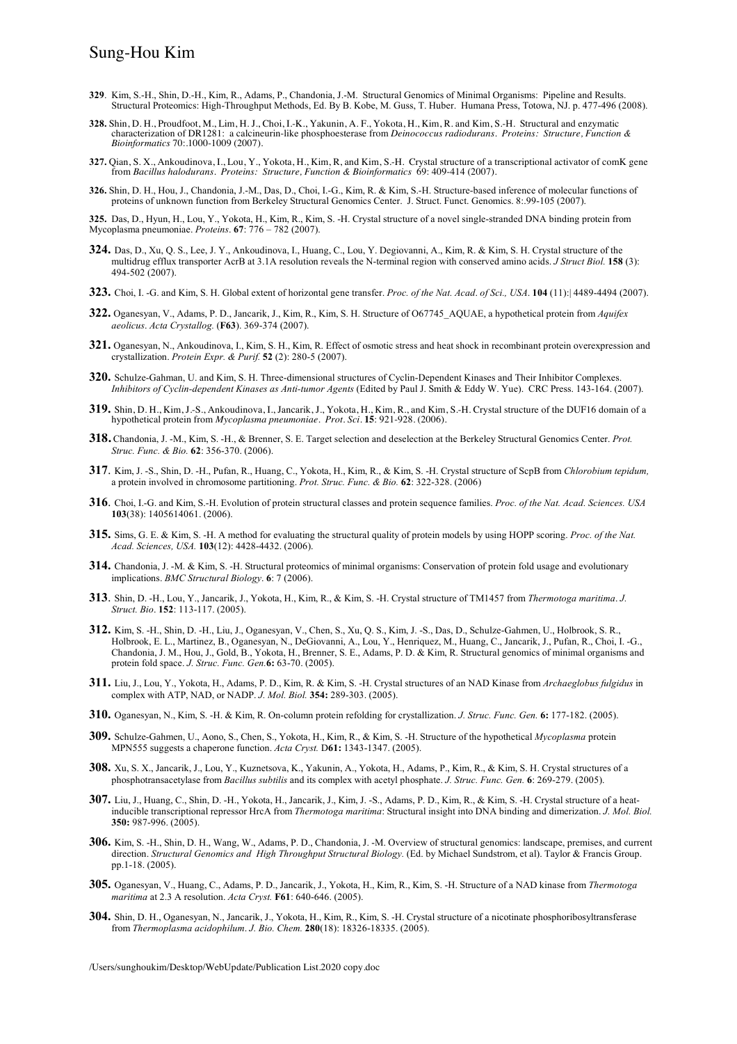**329**. Kim, S.-H., Shin, D.-H., Kim, R., Adams, P., Chandonia, J.-M. Structural Genomics of Minimal Organisms: Pipeline and Results. Structural Proteomics: High-Throughput Methods, Ed. By B. Kobe, M. Guss, T. Huber. Humana Press, Totowa, NJ. p. 477-496 (2008).

**328.** Shin, D. H., Proudfoot, M., Lim, H. J., Choi, I.-K., Yakunin, A. F., Yokota, H., Kim, R. and Kim, S.-H. Structural and enzymatic characterization of DR1281: a calcineurin-like phosphoesterase from *Deinococcus radiodurans*. *Proteins: Structure, Function & Bioinformatics* 70:.1000-1009 (2007).

**327.** Qian, S. X., Ankoudinova, I., Lou, Y., Yokota, H., Kim, R, and Kim, S.-H. Crystal structure of a transcriptional activator of comK gene from *Bacillus halodurans*. *Proteins: Structure, Function & Bioinformatics* 69: 409-414 (2007).

**326.** Shin, D. H., Hou, J., Chandonia, J.-M., Das, D., Choi, I.-G., Kim, R. & Kim, S.-H. Structure-based inference of molecular functions of proteins of unknown function from Berkeley Structural Genomics Center. J. Struct. Funct. Genomics. 8:.99-105 (2007).

**325.** Das, D., Hyun, H., Lou, Y., Yokota, H., Kim, R., Kim, S. -H. Crystal structure of a novel single-stranded DNA binding protein from Mycoplasma pneumoniae. *Proteins*. **67**: 776 – 782 (2007).

**324.** Das, D., Xu, Q. S., Lee, J. Y., Ankoudinova, I., Huang, C., Lou, Y. Degiovanni, A., Kim, R. & Kim, S. H. Crystal structure of the multidrug efflux transporter AcrB at 3.1A resolution reveals the N-terminal region with conserved amino acids. *J Struct Biol.* **158** (3): 494-502 (2007).

**323.** Choi, I. -G. and Kim, S. H. Global extent of horizontal gene transfer. *Proc. of the Nat. Acad. of Sci., USA*. **104** (11):| 4489-4494 (2007).

**322.** Oganesyan, V., Adams, P. D., Jancarik, J., Kim, R., Kim, S. H. Structure of O67745_AQUAE, a hypothetical protein from *Aquifex aeolicus*. *Acta Crystallog.* (**F63**). 369-374 (2007).

**321.** Oganesyan, N., Ankoudinova, I., Kim, S. H., Kim, R. Effect of osmotic stress and heat shock in recombinant protein overexpression and crystallization. *Protein Expr. & Purif.* **52** (2): 280-5 (2007).

**320.** Schulze-Gahman, U. and Kim, S. H. Three-dimensional structures of Cyclin-Dependent Kinases and Their Inhibitor Complexes. *Inhibitors of Cyclin-dependent Kinases as Anti-tumor Agents* (Edited by Paul J. Smith & Eddy W. Yue). CRC Press. 143-164. (2007).

**319.** Shin, D. H., Kim, J.-S., Ankoudinova, I., Jancarik, J., Yokota, H., Kim, R., and Kim, S.-H. Crystal structure of the DUF16 domain of a hypothetical protein from *Mycoplasma pneumoniae*. *Prot. Sci*. **15**: 921-928. (2006).

**318.** Chandonia, J. -M., Kim, S. -H., & Brenner, S. E. Target selection and deselection at the Berkeley Structural Genomics Center. *Prot. Struc. Func. & Bio.* **62**: 356-370. (2006).

**317.** Kim, J. -S., Shin, D. -H., Pufan, R., Huang, C., Yokota, H., Kim, R., & Kim, S. -H. Crystal structure of ScpB from *Chlorobium tepidum,* a protein involved in chromosome partitioning. *Prot. Struc. Func. & Bio.* **62**: 322-328. (2006)

**316**. Choi, I.-G. and Kim, S.-H. Evolution of protein structural classes and protein sequence families. *Proc. of the Nat. Acad. Sciences. USA* **103**(38): 1405614061. (2006).

**315.** Sims, G. E. & Kim, S. -H. A method for evaluating the structural quality of protein models by using HOPP scoring. *Proc. of the Nat. Acad. Sciences, USA.* **103**(12): 4428-4432. (2006).

**314.** Chandonia, J. -M. & Kim, S. -H. Structural proteomics of minimal organisms: Conservation of protein fold usage and evolutionary implications. *BMC Structural Biology*. **6**: 7 (2006).

**313**. Shin, D. -H., Lou, Y., Jancarik, J., Yokota, H., Kim, R., & Kim, S. -H. Crystal structure of TM1457 from *Thermotoga maritima*. *J. Struct. Bio*. **152**: 113-117. (2005).

**312.** Kim, S. -H., Shin, D. -H., Liu, J., Oganesyan, V., Chen, S., Xu, Q. S., Kim, J. -S., Das, D., Schulze-Gahmen, U., Holbrook, S. R., Holbrook, E. L., Martinez, B., Oganesyan, N., DeGiovanni, A., Lou, Y., Henriquez, M., Huang, C., Jancarik, J., Pufan, R., Choi, I. -G., Chandonia, J. M., Hou, J., Gold, B., Yokota, H., Brenner, S. E., Adams, P. D. & Kim, R. Structural genomics of minimal organisms and protein fold space. *J. Struc. Func. Gen.***6:** 63-70. (2005).

**311.** Liu, J., Lou, Y., Yokota, H., Adams, P. D., Kim, R. & Kim, S. -H. Crystal structures of an NAD Kinase from *Archaeglobus fulgidus* in complex with ATP, NAD, or NADP. *J. Mol. Biol.* **354:** 289-303. (2005).

**310.** Oganesyan, N., Kim, S. -H. & Kim, R. On-column protein refolding for crystallization. *J. Struc. Func. Gen.* **6:** 177-182. (2005).

**309.** Schulze-Gahmen, U., Aono, S., Chen, S., Yokota, H., Kim, R., & Kim, S. -H. Structure of the hypothetical *Mycoplasma* protein MPN555 suggests a chaperone function. *Acta Cryst.* D**61:** 1343-1347. (2005).

**308.** Xu, S. X., Jancarik, J., Lou, Y., Kuznetsova, K., Yakunin, A., Yokota, H., Adams, P., Kim, R., & Kim, S. H. Crystal structures of a phosphotransacetylase from *Bacillus subtilis* and its complex with acetyl phosphate. *J. Struc. Func. Gen.* **6**: 269-279. (2005).

**307.** Liu, J., Huang, C., Shin, D. -H., Yokota, H., Jancarik, J., Kim, J. -S., Adams, P. D., Kim, R., & Kim, S. -H. Crystal structure of a heat-inducible transcriptional repressor HrcA from *Thermotoga maritima*: Structural insight into DNA binding and dimerization. *J. Mol. Biol.* **350:** 987-996. (2005).

**306.** Kim, S. -H., Shin, D. H., Wang, W., Adams, P. D., Chandonia, J. -M. Overview of structural genomics: landscape, premises, and current direction. *Structural Genomics and High Throughput Structural Biology.* (Ed. by Michael Sundstrom, et al). Taylor & Francis Group. pp.1-18. (2005).

**305.** Oganesyan, V., Huang, C., Adams, P. D., Jancarik, J., Yokota, H., Kim, R., Kim, S. -H. Structure of a NAD kinase from *Thermotoga maritima* at 2.3 A resolution. *Acta Cryst.* **F61**: 640-646. (2005).

**304.** Shin, D. H., Oganesyan, N., Jancarik, J., Yokota, H., Kim, R., Kim, S. -H. Crystal structure of a nicotinate phosphoribosyltransferase from *Thermoplasma acidophilum*. *J. Bio. Chem.* **280**(18): 18326-18335. (2005).

/Users/sunghoukim/Desktop/WebUpdate/Publication List.2020 copy.doc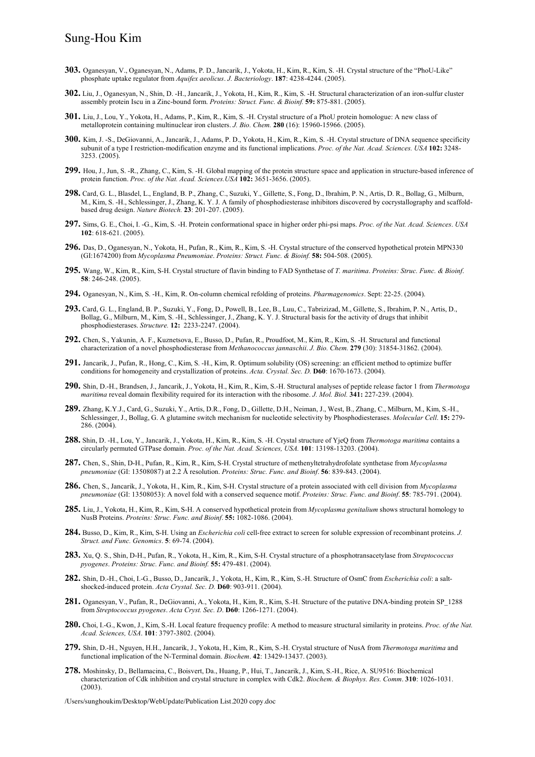**303.** Oganesyan, V., Oganesyan, N., Adams, P. D., Jancarik, J., Yokota, H., Kim, R., Kim, S. -H. Crystal structure of the "PhoU-Like" phosphate uptake regulator from *Aquifex aeolicus*. *J. Bacteriology*. **187**: 4238-4244. (2005).

**302.** Liu, J., Oganesyan, N., Shin, D. -H., Jancarik, J., Yokota, H., Kim, R., Kim, S. -H. Structural characterization of an iron-sulfur cluster assembly protein Iscu in a Zinc-bound form. *Proteins: Struct. Func. & Bioinf.* **59:** 875-881. (2005).

**301.** Liu, J., Lou, Y., Yokota, H., Adams, P., Kim, R., Kim, S. -H. Crystal structure of a PhoU protein homologue: A new class of metalloprotein containing multinuclear iron clusters. *J. Bio. Chem.* **280** (16): 15960-15966. (2005).

**300.** Kim, J. -S., DeGiovanni, A., Jancarik, J., Adams, P. D., Yokota, H., Kim, R., Kim, S. -H. Crystal structure of DNA sequence specificity subunit of a type I restriction-modification enzyme and its functional implications. *Proc. of the Nat. Acad. Sciences. USA* **102:** 3248-3253. (2005).

**299.** Hou, J., Jun, S. -R., Zhang, C., Kim, S. -H. Global mapping of the protein structure space and application in structure-based inference of protein function. *Proc. of the Nat. Acad. Sciences.USA* **102:** 3651-3656. (2005).

**298.** Card, G. L., Blasdel, L., England, B. P., Zhang, C., Suzuki, Y., Gillette, S., Fong, D., Ibrahim, P. N., Artis, D. R., Bollag, G., Milburn, M., Kim, S. -H., Schlessinger, J., Zhang, K. Y. J. A family of phosphodiesterase inhibitors discovered by cocrystallography and scaffold-based drug design. *Nature Biotech.* **23**: 201-207. (2005).

**297.** Sims, G. E., Choi, I. -G., Kim, S. -H. Protein conformational space in higher order phi-psi maps. *Proc. of the Nat. Acad. Sciences*. *USA* **102**: 618-621. (2005).

**296.** Das, D., Oganesyan, N., Yokota, H., Pufan, R., Kim, R., Kim, S. -H. Crystal structure of the conserved hypothetical protein MPN330 (GI:1674200) from *Mycoplasma Pneumoniae*. *Proteins: Struct. Func. & Bioinf.* **58:** 504-508. (2005).

**295.** Wang, W., Kim, R., Kim, S-H. Crystal structure of flavin binding to FAD Synthetase of *T. maritima*. *Proteins: Struc. Func. & Bioinf.* **58**: 246-248. (2005).

**294.** Oganesyan, N., Kim, S. -H., Kim, R. On-column chemical refolding of proteins. *Pharmagenomics*. Sept: 22-25. (2004).

**293.** Card, G. L., England, B. P., Suzuki, Y., Fong, D., Powell, B., Lee, B., Luu, C., Tabrizizad, M., Gillette, S., Ibrahim, P. N., Artis, D., Bollag, G., Milburn, M., Kim, S. -H., Schlessinger, J., Zhang, K. Y. J. Structural basis for the activity of drugs that inhibit phosphodiesterases. *Structure.* **12:** 2233-2247. (2004).

**292.** Chen, S., Yakunin, A. F., Kuznetsova, E., Busso, D., Pufan, R., Proudfoot, M., Kim, R., Kim, S. -H. Structural and functional characterization of a novel phosphodiesterase from *Methanococcus jannaschii*. *J. Bio. Chem.* **279** (30): 31854-31862. (2004).

**291.** Jancarik, J., Pufan, R., Hong, C., Kim, S. -H., Kim, R. Optimum solubility (OS) screening: an efficient method to optimize buffer conditions for homogeneity and crystallization of proteins. *Acta. Crystal. Sec. D.* **D60**: 1670-1673. (2004).

**290.** Shin, D.-H., Brandsen, J., Jancarik, J., Yokota, H., Kim, R., Kim, S.-H. Structural analyses of peptide release factor 1 from *Thermotoga maritima* reveal domain flexibility required for its interaction with the ribosome. *J. Mol. Biol.* **341:** 227-239. (2004).

**289.** Zhang, K.Y.J., Card, G., Suzuki, Y., Artis, D.R., Fong, D., Gillette, D.H., Neiman, J., West, B., Zhang, C., Milburn, M., Kim, S.-H., Schlessinger, J., Bollag, G. A glutamine switch mechanism for nucleotide selectivity by Phosphodiesterases. *Molecular Cell*. **15:** 279-286. (2004).

**288.** Shin, D. -H., Lou, Y., Jancarik, J., Yokota, H., Kim, R., Kim, S. -H. Crystal structure of YjeQ from *Thermotoga maritima* contains a circularly permuted GTPase domain. *Proc. of the Nat. Acad. Sciences, USA.* **101**: 13198-13203. (2004).

**287.** Chen, S., Shin, D-H., Pufan, R., Kim, R., Kim, S-H. Crystal structure of methenyltetrahydrofolate synthetase from *Mycoplasma pneumoniae* (GI: 13508087) at 2.2 Å resolution. *Proteins: Struc. Func. and Bioinf*. **56**: 839-843. (2004).

**286.** Chen, S., Jancarik, J., Yokota, H., Kim, R., Kim, S-H. Crystal structure of a protein associated with cell division from *Mycoplasma pneumoniae* (GI: 13508053): A novel fold with a conserved sequence motif. *Proteins: Struc. Func. and Bioinf*. **55**: 785-791. (2004).

**285.** Liu, J., Yokota, H., Kim, R., Kim, S-H. A conserved hypothetical protein from *Mycoplasma genitalium* shows structural homology to NusB Proteins. *Proteins: Struc. Func. and Bioinf*. **55:** 1082-1086. (2004).

**284.** Busso, D., Kim, R., Kim, S-H. Using an *Escherichia coli* cell-free extract to screen for soluble expression of recombinant proteins. *J. Struct. and Func. Genomics*. **5**: 69-74. (2004).

**283.** Xu, Q. S., Shin, D-H., Pufan, R., Yokota, H., Kim, R., Kim, S-H. Crystal structure of a phosphotransacetylase from *Streptococcus pyogenes*. *Proteins: Struc. Func. and Bioinf.* **55:** 479-481. (2004).

**282.** Shin, D.-H., Choi, I.-G., Busso, D., Jancarik, J., Yokota, H., Kim, R., Kim, S.-H. Structure of OsmC from *Escherichia coli*: a salt-shocked-induced protein. *Acta Crystal. Sec. D.* **D60**: 903-911. (2004).

**281.** Oganesyan, V., Pufan, R., DeGiovanni, A., Yokota, H., Kim, R., Kim, S.-H. Structure of the putative DNA-binding protein SP_1288 from *Streptococcus pyogenes*. *Acta Cryst. Sec. D*. **D60**: 1266-1271. (2004).

**280.** Choi, I.-G., Kwon, J., Kim, S.-H. Local feature frequency profile: A method to measure structural similarity in proteins. *Proc. of the Nat. Acad. Sciences, USA*. **101**: 3797-3802. (2004).

**279.** Shin, D.-H., Nguyen, H.H., Jancarik, J., Yokota, H., Kim, R., Kim, S.-H. Crystal structure of NusA from *Thermotoga maritima* and functional implication of the N-Terminal domain. *Biochem*. **42**: 13429-13437. (2003).

**278.** Moshinsky, D., Bellamacina, C., Boisvert, Da., Huang, P., Hui, T., Jancarik, J., Kim, S.-H., Rice, A. SU9516: Biochemical characterization of Cdk inhibition and crystal structure in complex with Cdk2. *Biochem. & Biophys. Res. Comm*. **310**: 1026-1031. (2003).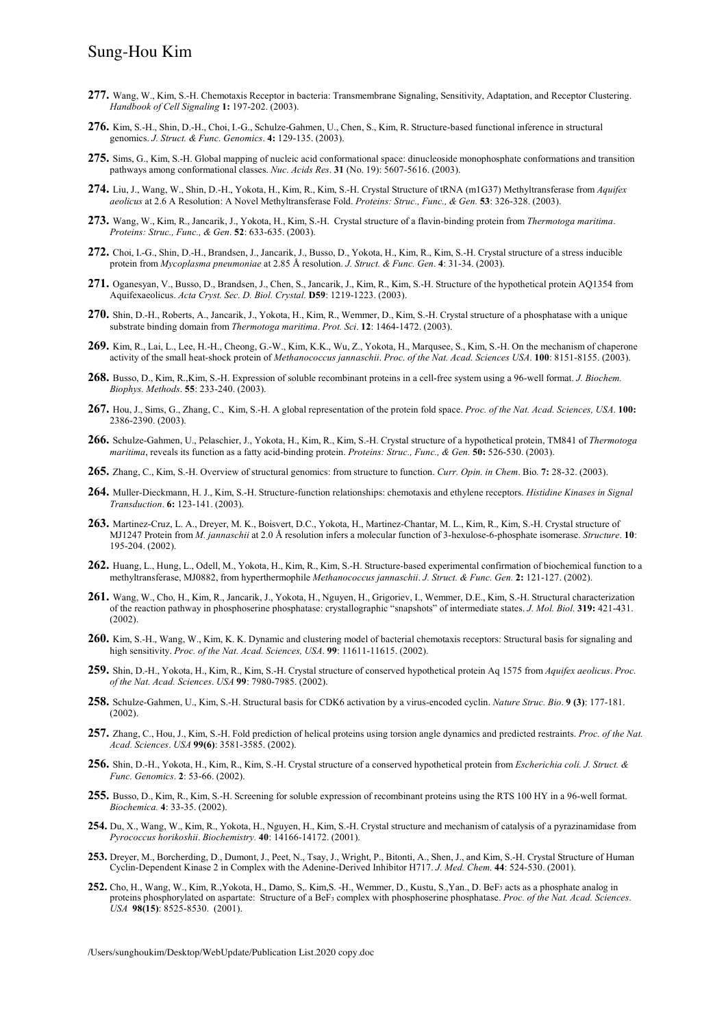**277.** Wang, W., Kim, S.-H. Chemotaxis Receptor in bacteria: Transmembrane Signaling, Sensitivity, Adaptation, and Receptor Clustering. *Handbook of Cell Signaling* **1:** 197-202. (2003).

**276.** Kim, S.-H., Shin, D.-H., Choi, I.-G., Schulze-Gahmen, U., Chen, S., Kim, R. Structure-based functional inference in structural genomics. *J. Struct. & Func. Genomics*. **4:** 129-135. (2003).

**275.** Sims, G., Kim, S.-H. Global mapping of nucleic acid conformational space: dinucleoside monophosphate conformations and transition pathways among conformational classes. *Nuc. Acids Res*. **31** (No. 19): 5607-5616. (2003).

**274.** Liu, J., Wang, W., Shin, D.-H., Yokota, H., Kim, R., Kim, S.-H. Crystal Structure of tRNA (m1G37) Methyltransferase from *Aquifex aeolicus* at 2.6 A Resolution: A Novel Methyltransferase Fold. *Proteins: Struc., Func., & Gen.* **53**: 326-328. (2003).

**273.** Wang, W., Kim, R., Jancarik, J., Yokota, H., Kim, S.-H. Crystal structure of a flavin-binding protein from *Thermotoga maritima*. *Proteins: Struc., Func., & Gen*. **52**: 633-635. (2003).

**272.** Choi, I.-G., Shin, D.-H., Brandsen, J., Jancarik, J., Busso, D., Yokota, H., Kim, R., Kim, S.-H. Crystal structure of a stress inducible protein from *Mycoplasma pneumoniae* at 2.85 Å resolution. *J. Struct. & Func. Gen*. **4**: 31-34. (2003).

**271.** Oganesyan, V., Busso, D., Brandsen, J., Chen, S., Jancarik, J., Kim, R., Kim, S.-H. Structure of the hypothetical protein AQ1354 from Aquifexaeolicus. *Acta Cryst. Sec. D. Biol. Crystal.* **D59**: 1219-1223. (2003).

**270.** Shin, D.-H., Roberts, A., Jancarik, J., Yokota, H., Kim, R., Wemmer, D., Kim, S.-H. Crystal structure of a phosphatase with a unique substrate binding domain from *Thermotoga maritima*. *Prot. Sci*. **12**: 1464-1472. (2003).

**269.** Kim, R., Lai, L., Lee, H.-H., Cheong, G.-W., Kim, K.K., Wu, Z., Yokota, H., Marqusee, S., Kim, S.-H. On the mechanism of chaperone activity of the small heat-shock protein of *Methanococcus jannaschii*. *Proc. of the Nat. Acad. Sciences USA*. **100**: 8151-8155. (2003).

**268.** Busso, D., Kim, R.,Kim, S.-H. Expression of soluble recombinant proteins in a cell-free system using a 96-well format. *J. Biochem. Biophys. Methods*. **55**: 233-240. (2003).

**267.** Hou, J., Sims, G., Zhang, C., Kim, S.-H. A global representation of the protein fold space. *Proc. of the Nat. Acad. Sciences, USA*. **100:** 2386-2390. (2003).

**266.** Schulze-Gahmen, U., Pelaschier, J., Yokota, H., Kim, R., Kim, S.-H. Crystal structure of a hypothetical protein, TM841 of *Thermotoga maritima*, reveals its function as a fatty acid-binding protein. *Proteins: Struc., Func., & Gen.* **50:** 526-530. (2003).

**265.** Zhang, C., Kim, S.-H. Overview of structural genomics: from structure to function. *Curr. Opin. in Chem*. Bio. **7:** 28-32. (2003).

**264.** Muller-Dieckmann, H. J., Kim, S.-H. Structure-function relationships: chemotaxis and ethylene receptors. *Histidine Kinases in Signal Transduction*. **6:** 123-141. (2003).

**263.** Martinez-Cruz, L. A., Dreyer, M. K., Boisvert, D.C., Yokota, H., Martinez-Chantar, M. L., Kim, R., Kim, S.-H. Crystal structure of MJ1247 Protein from *M. jannaschii* at 2.0 Å resolution infers a molecular function of 3-hexulose-6-phosphate isomerase. *Structure*. **10**: 195-204. (2002).

**262.** Huang, L., Hung, L., Odell, M., Yokota, H., Kim, R., Kim, S.-H. Structure-based experimental confirmation of biochemical function to a methyltransferase, MJ0882, from hyperthermophile *Methanococcus jannaschii*. *J. Struct. & Func. Gen.* **2:** 121-127. (2002).

**261.** Wang, W., Cho, H., Kim, R., Jancarik, J., Yokota, H., Nguyen, H., Grigoriev, I., Wemmer, D.E., Kim, S.-H. Structural characterization of the reaction pathway in phosphoserine phosphatase: crystallographic "snapshots" of intermediate states. *J. Mol. Biol.* **319:** 421-431. (2002).

**260.** Kim, S.-H., Wang, W., Kim, K. K. Dynamic and clustering model of bacterial chemotaxis receptors: Structural basis for signaling and high sensitivity. *Proc. of the Nat. Acad. Sciences, USA*. **99**: 11611-11615. (2002).

**259.** Shin, D.-H., Yokota, H., Kim, R., Kim, S.-H. Crystal structure of conserved hypothetical protein Aq 1575 from *Aquifex aeolicus*. *Proc. of the Nat. Acad. Sciences*. *USA* **99**: 7980-7985. (2002).

**258.** Schulze-Gahmen, U., Kim, S.-H. Structural basis for CDK6 activation by a virus-encoded cyclin. *Nature Struc. Bio*. **9 (3)**: 177-181. (2002).

**257.** Zhang, C., Hou, J., Kim, S.-H. Fold prediction of helical proteins using torsion angle dynamics and predicted restraints. *Proc. of the Nat. Acad. Sciences*. *USA* **99(6)**: 3581-3585. (2002).

**256.** Shin, D.-H., Yokota, H., Kim, R., Kim, S.-H. Crystal structure of a conserved hypothetical protein from *Escherichia coli. J. Struct. & Func. Genomics*. **2**: 53-66. (2002).

**255.** Busso, D., Kim, R., Kim, S.-H. Screening for soluble expression of recombinant proteins using the RTS 100 HY in a 96-well format. *Biochemica.* **4**: 33-35. (2002).

**254.** Du, X., Wang, W., Kim, R., Yokota, H., Nguyen, H., Kim, S.-H. Crystal structure and mechanism of catalysis of a pyrazinamidase from *Pyrococcus horikoshii*. *Biochemistry.* **40**: 14166-14172. (2001).

**253.** Dreyer, M., Borcherding, D., Dumont, J., Peet, N., Tsay, J., Wright, P., Bitonti, A., Shen, J., and Kim, S.-H. Crystal Structure of Human Cyclin-Dependent Kinase 2 in Complex with the Adenine-Derived Inhibitor H717. *J. Med. Chem.* **44**: 524-530. (2001).

**252.** Cho, H., Wang, W., Kim, R.,Yokota, H., Damo, S,. Kim,S. -H., Wemmer, D., Kustu, S.,Yan., D. $BeF_3$ acts as a phosphate analog in proteins phosphorylated on aspartate: Structure of a $BeF_3$ complex with phosphoserine phosphatase. *Proc. of the Nat. Acad. Sciences*. *USA* **98(15)**: 8525-8530. (2001).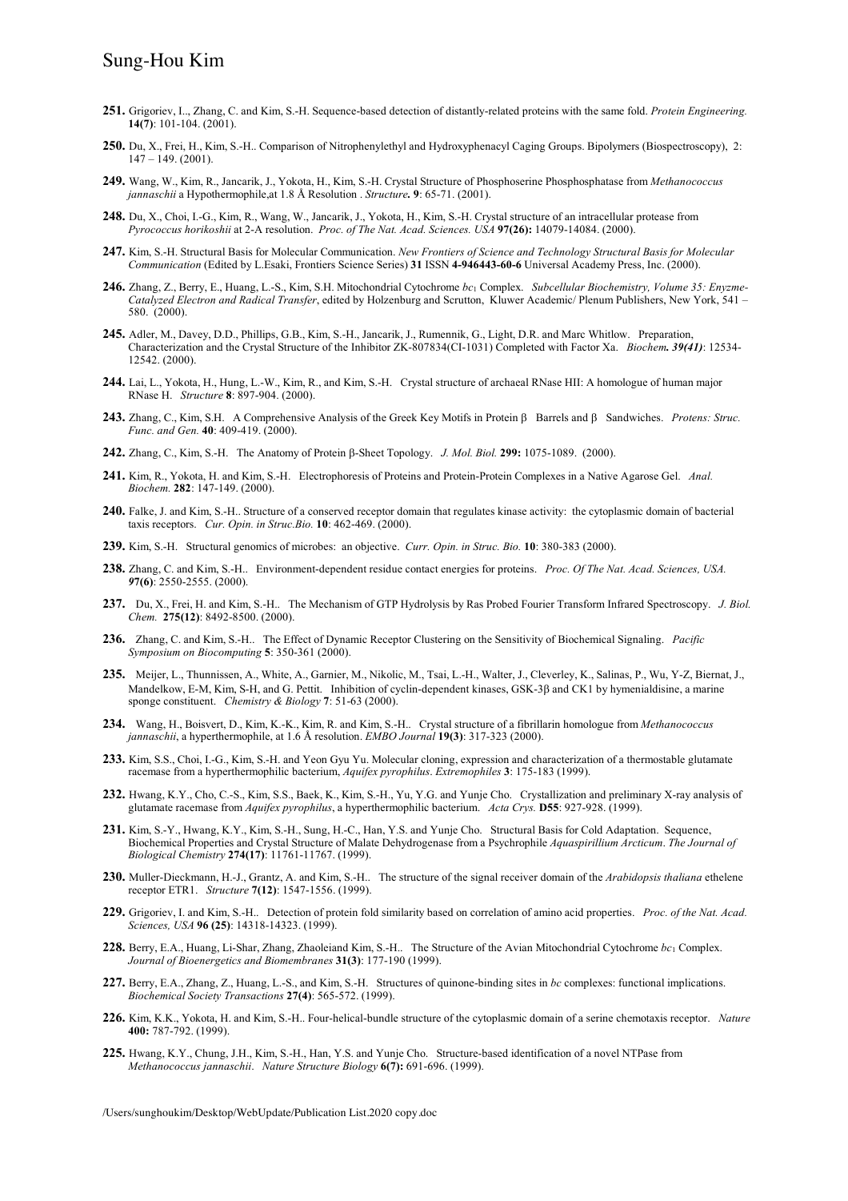**251.** Grigoriev, I.., Zhang, C. and Kim, S.-H. Sequence-based detection of distantly-related proteins with the same fold. *Protein Engineering.* **14(7)**: 101-104. (2001).

**250.** Du, X., Frei, H., Kim, S.-H.. Comparison of Nitrophenylethyl and Hydroxyphenacyl Caging Groups. Bipolymers (Biospectroscopy), 2: 147 – 149. (2001).

**249.** Wang, W., Kim, R., Jancarik, J., Yokota, H., Kim, S.-H. Crystal Structure of Phosphoserine Phosphophatase from *Methanococcus jannaschii* a Hypothermophile,at 1.8 Å Resolution . *Structure.* **9**: 65-71. (2001).

**248.** Du, X., Choi, I.-G., Kim, R., Wang, W., Jancarik, J., Yokota, H., Kim, S.-H. Crystal structure of an intracellular protease from *Pyrococcus horikoshii* at 2-A resolution. *Proc. of The Nat. Acad. Sciences. USA* **97(26):** 14079-14084. (2000).

**247.** Kim, S.-H. Structural Basis for Molecular Communication. *New Frontiers of Science and Technology Structural Basis for Molecular Communication* (Edited by L.Esaki, Frontiers Science Series) **31** ISSN **4-946443-60-6** Universal Academy Press, Inc. (2000).

**246.** Zhang, Z., Berry, E., Huang, L.-S., Kim, S.H. Mitochondrial Cytochrome $bc_1$ Complex. *Subcellular Biochemistry, Volume 35: Enyzme-Catalyzed Electron and Radical Transfer*, edited by Holzenburg and Scrutton, Kluwer Academic/ Plenum Publishers, New York, 541 – 580. (2000).

**245.** Adler, M., Davey, D.D., Phillips, G.B., Kim, S.-H., Jancarik, J., Rumennik, G., Light, D.R. and Marc Whitlow. Preparation, Characterization and the Crystal Structure of the Inhibitor ZK-807834(CI-1031) Completed with Factor Xa. *Biochem. 39(41)*: 12534-12542. (2000).

**244.** Lai, L., Yokota, H., Hung, L.-W., Kim, R., and Kim, S.-H. Crystal structure of archaeal RNase HII: A homologue of human major RNase H. *Structure* **8**: 897-904. (2000).

**243.** Zhang, C., Kim, S.H. A Comprehensive Analysis of the Greek Key Motifs in Protein β Barrels and β Sandwiches. *Protens: Struc. Func. and Gen.* **40**: 409-419. (2000).

**242.** Zhang, C., Kim, S.-H. The Anatomy of Protein β-Sheet Topology. *J. Mol. Biol.* **299:** 1075-1089. (2000).

**241.** Kim, R., Yokota, H. and Kim, S.-H. Electrophoresis of Proteins and Protein-Protein Complexes in a Native Agarose Gel. *Anal. Biochem.* **282**: 147-149. (2000).

**240.** Falke, J. and Kim, S.-H.. Structure of a conserved receptor domain that regulates kinase activity: the cytoplasmic domain of bacterial taxis receptors. *Cur. Opin. in Struc.Bio.* **10**: 462-469. (2000).

**239.** Kim, S.-H. Structural genomics of microbes: an objective. *Curr. Opin. in Struc. Bio.* **10**: 380-383 (2000).

**238.** Zhang, C. and Kim, S.-H.. Environment-dependent residue contact energies for proteins. *Proc. Of The Nat. Acad. Sciences, USA.* **97(6)**: 2550-2555. (2000).

**237.** Du, X., Frei, H. and Kim, S.-H.. The Mechanism of GTP Hydrolysis by Ras Probed Fourier Transform Infrared Spectroscopy. *J. Biol. Chem.* **275(12)**: 8492-8500. (2000).

**236.** Zhang, C. and Kim, S.-H.. The Effect of Dynamic Receptor Clustering on the Sensitivity of Biochemical Signaling. *Pacific Symposium on Biocomputing* **5**: 350-361 (2000).

**235.** Meijer, L., Thunnissen, A., White, A., Garnier, M., Nikolic, M., Tsai, L.-H., Walter, J., Cleverley, K., Salinas, P., Wu, Y-Z, Biernat, J., Mandelkow, E-M, Kim, S-H, and G. Pettit. Inhibition of cyclin-dependent kinases, GSK-3β and CK1 by hymenialdisine, a marine sponge constituent. *Chemistry & Biology* **7**: 51-63 (2000).

**234.** Wang, H., Boisvert, D., Kim, K.-K., Kim, R. and Kim, S.-H.. Crystal structure of a fibrillarin homologue from *Methanococcus jannaschii*, a hyperthermophile, at 1.6 Å resolution. *EMBO Journal* **19(3)**: 317-323 (2000).

**233.** Kim, S.S., Choi, I.-G., Kim, S.-H. and Yeon Gyu Yu. Molecular cloning, expression and characterization of a thermostable glutamate racemase from a hyperthermophilic bacterium, *Aquifex pyrophilus*. *Extremophiles* **3**: 175-183 (1999).

**232.** Hwang, K.Y., Cho, C.-S., Kim, S.S., Baek, K., Kim, S.-H., Yu, Y.G. and Yunje Cho. Crystallization and preliminary X-ray analysis of glutamate racemase from *Aquifex pyrophilus*, a hyperthermophilic bacterium. *Acta Crys.* **D55**: 927-928. (1999).

**231.** Kim, S.-Y., Hwang, K.Y., Kim, S.-H., Sung, H.-C., Han, Y.S. and Yunje Cho. Structural Basis for Cold Adaptation. Sequence, Biochemical Properties and Crystal Structure of Malate Dehydrogenase from a Psychrophile *Aquaspirillium Arcticum*. *The Journal of Biological Chemistry* **274(17)**: 11761-11767. (1999).

**230.** Muller-Dieckmann, H.-J., Grantz, A. and Kim, S.-H.. The structure of the signal receiver domain of the *Arabidopsis thaliana* ethelene receptor ETR1. *Structure* **7(12)**: 1547-1556. (1999).

**229.** Grigoriev, I. and Kim, S.-H.. Detection of protein fold similarity based on correlation of amino acid properties. *Proc. of the Nat. Acad. Sciences, USA* **96 (25)**: 14318-14323. (1999).

**228.** Berry, E.A., Huang, Li-Shar, Zhang, Zhaoleiand Kim, S.-H.. The Structure of the Avian Mitochondrial Cytochrome $bc_1$ Complex. *Journal of Bioenergetics and Biomembranes* **31(3)**: 177-190 (1999).

**227.** Berry, E.A., Zhang, Z., Huang, L.-S., and Kim, S.-H. Structures of quinone-binding sites in *bc* complexes: functional implications. *Biochemical Society Transactions* **27(4)**: 565-572. (1999).

**226.** Kim, K.K., Yokota, H. and Kim, S.-H.. Four-helical-bundle structure of the cytoplasmic domain of a serine chemotaxis receptor. *Nature* **400:** 787-792. (1999).

**225.** Hwang, K.Y., Chung, J.H., Kim, S.-H., Han, Y.S. and Yunje Cho. Structure-based identification of a novel NTPase from *Methanococcus jannaschii*. *Nature Structure Biology* **6(7):** 691-696. (1999).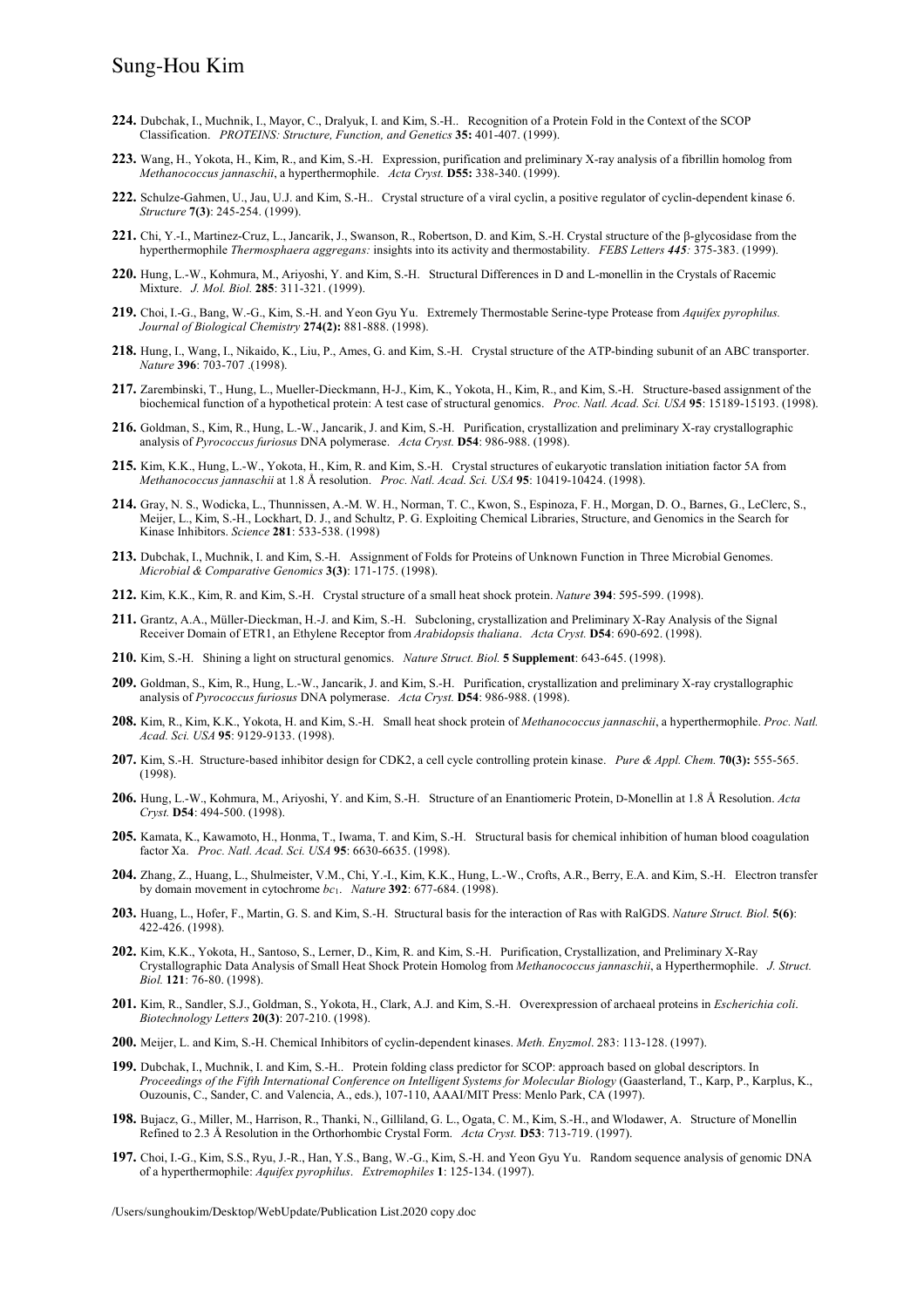**224.** Dubchak, I., Muchnik, I., Mayor, C., Dralyuk, I. and Kim, S.-H.. Recognition of a Protein Fold in the Context of the SCOP Classification. *PROTEINS: Structure, Function, and Genetics* **35:** 401-407. (1999).

**223.** Wang, H., Yokota, H., Kim, R., and Kim, S.-H. Expression, purification and preliminary X-ray analysis of a fibrillin homolog from *Methanococcus jannaschii*, a hyperthermophile. *Acta Cryst.* **D55:** 338-340. (1999).

**222.** Schulze-Gahmen, U., Jau, U.J. and Kim, S.-H.. Crystal structure of a viral cyclin, a positive regulator of cyclin-dependent kinase 6. *Structure* **7(3)**: 245-254. (1999).

**221.** Chi, Y.-I., Martinez-Cruz, L., Jancarik, J., Swanson, R., Robertson, D. and Kim, S.-H. Crystal structure of the β-glycosidase from the hyperthermophile *Thermosphaera aggregans:* insights into its activity and thermostability. *FEBS Letters 445:* 375-383. (1999).

**220.** Hung, L.-W., Kohmura, M., Ariyoshi, Y. and Kim, S.-H. Structural Differences in D and L-monellin in the Crystals of Racemic Mixture. *J. Mol. Biol.* **285**: 311-321. (1999).

**219.** Choi, I.-G., Bang, W.-G., Kim, S.-H. and Yeon Gyu Yu. Extremely Thermostable Serine-type Protease from *Aquifex pyrophilus. Journal of Biological Chemistry* **274(2):** 881-888. (1998).

**218.** Hung, I., Wang, I., Nikaido, K., Liu, P., Ames, G. and Kim, S.-H. Crystal structure of the ATP-binding subunit of an ABC transporter. *Nature* **396**: 703-707 .(1998).

**217.** Zarembinski, T., Hung, L., Mueller-Dieckmann, H-J., Kim, K., Yokota, H., Kim, R., and Kim, S.-H. Structure-based assignment of the biochemical function of a hypothetical protein: A test case of structural genomics. *Proc. Natl. Acad. Sci. USA* **95**: 15189-15193. (1998).

**216.** Goldman, S., Kim, R., Hung, L.-W., Jancarik, J. and Kim, S.-H. Purification, crystallization and preliminary X-ray crystallographic analysis of *Pyrococcus furiosus* DNA polymerase. *Acta Cryst.* **D54**: 986-988. (1998).

**215.** Kim, K.K., Hung, L.-W., Yokota, H., Kim, R. and Kim, S.-H. Crystal structures of eukaryotic translation initiation factor 5A from *Methanococcus jannaschii* at 1.8 Å resolution. *Proc. Natl. Acad. Sci. USA* **95**: 10419-10424. (1998).

**214.** Gray, N. S., Wodicka, L., Thunnissen, A.-M. W. H., Norman, T. C., Kwon, S., Espinoza, F. H., Morgan, D. O., Barnes, G., LeClerc, S., Meijer, L., Kim, S.-H., Lockhart, D. J., and Schultz, P. G. Exploiting Chemical Libraries, Structure, and Genomics in the Search for Kinase Inhibitors. *Science* **281**: 533-538. (1998)

**213.** Dubchak, I., Muchnik, I. and Kim, S.-H. Assignment of Folds for Proteins of Unknown Function in Three Microbial Genomes. *Microbial & Comparative Genomics* **3(3)**: 171-175. (1998).

**212.** Kim, K.K., Kim, R. and Kim, S.-H. Crystal structure of a small heat shock protein. *Nature* **394**: 595-599. (1998).

**211.** Grantz, A.A., Müller-Dieckman, H.-J. and Kim, S.-H. Subcloning, crystallization and Preliminary X-Ray Analysis of the Signal Receiver Domain of ETR1, an Ethylene Receptor from *Arabidopsis thaliana*. *Acta Cryst.* **D54**: 690-692. (1998).

**210.** Kim, S.-H. Shining a light on structural genomics. *Nature Struct. Biol.* **5 Supplement**: 643-645. (1998).

**209.** Goldman, S., Kim, R., Hung, L.-W., Jancarik, J. and Kim, S.-H. Purification, crystallization and preliminary X-ray crystallographic analysis of *Pyrococcus furiosus* DNA polymerase. *Acta Cryst.* **D54**: 986-988. (1998).

**208.** Kim, R., Kim, K.K., Yokota, H. and Kim, S.-H. Small heat shock protein of *Methanococcus jannaschii*, a hyperthermophile. *Proc. Natl. Acad. Sci. USA* **95**: 9129-9133. (1998).

**207.** Kim, S.-H. Structure-based inhibitor design for CDK2, a cell cycle controlling protein kinase. *Pure & Appl. Chem.* **70(3):** 555-565. (1998).

**206.** Hung, L.-W., Kohmura, M., Ariyoshi, Y. and Kim, S.-H. Structure of an Enantiomeric Protein, D-Monellin at 1.8 Å Resolution. *Acta Cryst.* **D54**: 494-500. (1998).

**205.** Kamata, K., Kawamoto, H., Honma, T., Iwama, T. and Kim, S.-H. Structural basis for chemical inhibition of human blood coagulation factor Xa. *Proc. Natl. Acad. Sci. USA* **95**: 6630-6635. (1998).

**204.** Zhang, Z., Huang, L., Shulmeister, V.M., Chi, Y.-I., Kim, K.K., Hung, L.-W., Crofts, A.R., Berry, E.A. and Kim, S.-H. Electron transfer by domain movement in cytochrome $bc_1$. *Nature* **392**: 677-684. (1998).

**203.** Huang, L., Hofer, F., Martin, G. S. and Kim, S.-H. Structural basis for the interaction of Ras with RalGDS. *Nature Struct. Biol.* **5(6)**: 422-426. (1998).

**202.** Kim, K.K., Yokota, H., Santoso, S., Lerner, D., Kim, R. and Kim, S.-H. Purification, Crystallization, and Preliminary X-Ray Crystallographic Data Analysis of Small Heat Shock Protein Homolog from *Methanococcus jannaschii*, a Hyperthermophile. *J. Struct. Biol.* **121**: 76-80. (1998).

**201.** Kim, R., Sandler, S.J., Goldman, S., Yokota, H., Clark, A.J. and Kim, S.-H. Overexpression of archaeal proteins in *Escherichia coli*. *Biotechnology Letters* **20(3)**: 207-210. (1998).

**200.** Meijer, L. and Kim, S.-H. Chemical Inhibitors of cyclin-dependent kinases. *Meth. Enzymol*. 283: 113-128. (1997).

**199.** Dubchak, I., Muchnik, I. and Kim, S.-H.. Protein folding class predictor for SCOP: approach based on global descriptors. In *Proceedings of the Fifth International Conference on Intelligent Systems for Molecular Biology* (Gaasterland, T., Karp, P., Karplus, K., Ouzounis, C., Sander, C. and Valencia, A., eds.), 107-110, AAAI/MIT Press: Menlo Park, CA (1997).

**198.** Bujacz, G., Miller, M., Harrison, R., Thanki, N., Gilliland, G. L., Ogata, C. M., Kim, S.-H., and Wlodawer, A. Structure of Monellin Refined to 2.3 Å Resolution in the Orthorhombic Crystal Form. *Acta Cryst.* **D53**: 713-719. (1997).

**197.** Choi, I.-G., Kim, S.S., Ryu, J.-R., Han, Y.S., Bang, W.-G., Kim, S.-H. and Yeon Gyu Yu. Random sequence analysis of genomic DNA of a hyperthermophile: *Aquifex pyrophilus*. *Extremophiles* **1**: 125-134. (1997).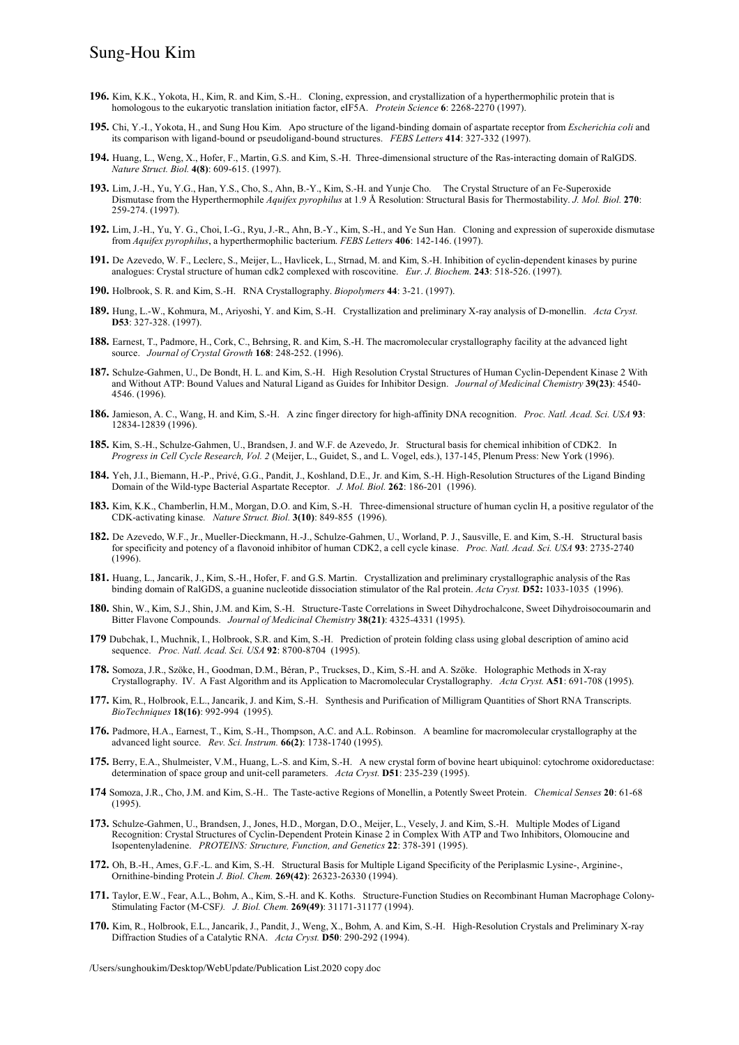**196.** Kim, K.K., Yokota, H., Kim, R. and Kim, S.-H.. Cloning, expression, and crystallization of a hyperthermophilic protein that is homologous to the eukaryotic translation initiation factor, eIF5A. *Protein Science* **6**: 2268-2270 (1997).

**195.** Chi, Y.-I., Yokota, H., and Sung Hou Kim. Apo structure of the ligand-binding domain of aspartate receptor from *Escherichia coli* and its comparison with ligand-bound or pseudoligand-bound structures. *FEBS Letters* **414**: 327-332 (1997).

**194.** Huang, L., Weng, X., Hofer, F., Martin, G.S. and Kim, S.-H. Three-dimensional structure of the Ras-interacting domain of RalGDS. *Nature Struct. Biol.* **4(8)**: 609-615. (1997).

**193.** Lim, J.-H., Yu, Y.G., Han, Y.S., Cho, S., Ahn, B.-Y., Kim, S.-H. and Yunje Cho. The Crystal Structure of an Fe-Superoxide Dismutase from the Hyperthermophile *Aquifex pyrophilus* at 1.9 Å Resolution: Structural Basis for Thermostability. *J. Mol. Biol.* **270**: 259-274. (1997).

**192.** Lim, J.-H., Yu, Y. G., Choi, I.-G., Ryu, J.-R., Ahn, B.-Y., Kim, S.-H., and Ye Sun Han. Cloning and expression of superoxide dismutase from *Aquifex pyrophilus*, a hyperthermophilic bacterium. *FEBS Letters* **406**: 142-146. (1997).

**191.** De Azevedo, W. F., Leclerc, S., Meijer, L., Havlicek, L., Strnad, M. and Kim, S.-H. Inhibition of cyclin-dependent kinases by purine analogues: Crystal structure of human cdk2 complexed with roscovitine. *Eur. J. Biochem.* **243**: 518-526. (1997).

**190.** Holbrook, S. R. and Kim, S.-H. RNA Crystallography. *Biopolymers* **44**: 3-21. (1997).

**189.** Hung, L.-W., Kohmura, M., Ariyoshi, Y. and Kim, S.-H. Crystallization and preliminary X-ray analysis of D-monellin. *Acta Cryst.* **D53**: 327-328. (1997).

**188.** Earnest, T., Padmore, H., Cork, C., Behrsing, R. and Kim, S.-H. The macromolecular crystallography facility at the advanced light source. *Journal of Crystal Growth* **168**: 248-252. (1996).

**187.** Schulze-Gahmen, U., De Bondt, H. L. and Kim, S.-H. High Resolution Crystal Structures of Human Cyclin-Dependent Kinase 2 With and Without ATP: Bound Values and Natural Ligand as Guides for Inhibitor Design. *Journal of Medicinal Chemistry* **39(23)**: 4540-4546. (1996).

**186.** Jamieson, A. C., Wang, H. and Kim, S.-H. A zinc finger directory for high-affinity DNA recognition. *Proc. Natl. Acad. Sci. USA* **93**: 12834-12839 (1996).

**185.** Kim, S.-H., Schulze-Gahmen, U., Brandsen, J. and W.F. de Azevedo, Jr. Structural basis for chemical inhibition of CDK2. In *Progress in Cell Cycle Research, Vol. 2* (Meijer, L., Guidet, S., and L. Vogel, eds.), 137-145, Plenum Press: New York (1996).

**184.** Yeh, J.I., Biemann, H.-P., Privé, G.G., Pandit, J., Koshland, D.E., Jr. and Kim, S.-H. High-Resolution Structures of the Ligand Binding Domain of the Wild-type Bacterial Aspartate Receptor. *J. Mol. Biol.* **262**: 186-201 (1996).

**183.** Kim, K.K., Chamberlin, H.M., Morgan, D.O. and Kim, S.-H. Three-dimensional structure of human cyclin H, a positive regulator of the CDK-activating kinase. *Nature Struct. Biol.* **3(10)**: 849-855 (1996).

**182.** De Azevedo, W.F., Jr., Mueller-Dieckmann, H.-J., Schulze-Gahmen, U., Worland, P. J., Sausville, E. and Kim, S.-H. Structural basis for specificity and potency of a flavonoid inhibitor of human CDK2, a cell cycle kinase. *Proc. Natl. Acad. Sci. USA* **93**: 2735-2740 (1996).

**181.** Huang, L., Jancarik, J., Kim, S.-H., Hofer, F. and G.S. Martin. Crystallization and preliminary crystallographic analysis of the Ras binding domain of RalGDS, a guanine nucleotide dissociation stimulator of the Ral protein. *Acta Cryst.* **D52:** 1033-1035 (1996).

**180.** Shin, W., Kim, S.J., Shin, J.M. and Kim, S.-H. Structure-Taste Correlations in Sweet Dihydrochalcone, Sweet Dihydroisocoumarin and Bitter Flavone Compounds. *Journal of Medicinal Chemistry* **38(21)**: 4325-4331 (1995).

**179** Dubchak, I., Muchnik, I., Holbrook, S.R. and Kim, S.-H. Prediction of protein folding class using global description of amino acid sequence. *Proc. Natl. Acad. Sci. USA* **92**: 8700-8704 (1995).

**178.** Somoza, J.R., Szöke, H., Goodman, D.M., Béran, P., Truckses, D., Kim, S.-H. and A. Szöke. Holographic Methods in X-ray Crystallography. IV. A Fast Algorithm and its Application to Macromolecular Crystallography. *Acta Cryst.* **A51**: 691-708 (1995).

**177.** Kim, R., Holbrook, E.L., Jancarik, J. and Kim, S.-H. Synthesis and Purification of Milligram Quantities of Short RNA Transcripts. *BioTechniques* **18(16)**: 992-994 (1995).

**176.** Padmore, H.A., Earnest, T., Kim, S.-H., Thompson, A.C. and A.L. Robinson. A beamline for macromolecular crystallography at the advanced light source. *Rev. Sci. Instrum.* **66(2)**: 1738-1740 (1995).

**175.** Berry, E.A., Shulmeister, V.M., Huang, L.-S. and Kim, S.-H. A new crystal form of bovine heart ubiquinol: cytochrome oxidoreductase: determination of space group and unit-cell parameters. *Acta Cryst.* **D51**: 235-239 (1995).

**174** Somoza, J.R., Cho, J.M. and Kim, S.-H.. The Taste-active Regions of Monellin, a Potently Sweet Protein. *Chemical Senses* **20**: 61-68 (1995).

**173.** Schulze-Gahmen, U., Brandsen, J., Jones, H.D., Morgan, D.O., Meijer, L., Vesely, J. and Kim, S.-H. Multiple Modes of Ligand Recognition: Crystal Structures of Cyclin-Dependent Protein Kinase 2 in Complex With ATP and Two Inhibitors, Olomoucine and Isopentenyladenine. *PROTEINS: Structure, Function, and Genetics* **22**: 378-391 (1995).

**172.** Oh, B.-H., Ames, G.F.-L. and Kim, S.-H. Structural Basis for Multiple Ligand Specificity of the Periplasmic Lysine-, Arginine-, Ornithine-binding Protein *J. Biol. Chem.* **269(42)**: 26323-26330 (1994).

**171.** Taylor, E.W., Fear, A.L., Bohm, A., Kim, S.-H. and K. Koths. Structure-Function Studies on Recombinant Human Macrophage Colony-Stimulating Factor (M-CSF*). J. Biol. Chem.* **269(49)**: 31171-31177 (1994).

**170.** Kim, R., Holbrook, E.L., Jancarik, J., Pandit, J., Weng, X., Bohm, A. and Kim, S.-H. High-Resolution Crystals and Preliminary X-ray Diffraction Studies of a Catalytic RNA. *Acta Cryst.* **D50**: 290-292 (1994).

/Users/sunghoukim/Desktop/WebUpdate/Publication List.2020 copy.doc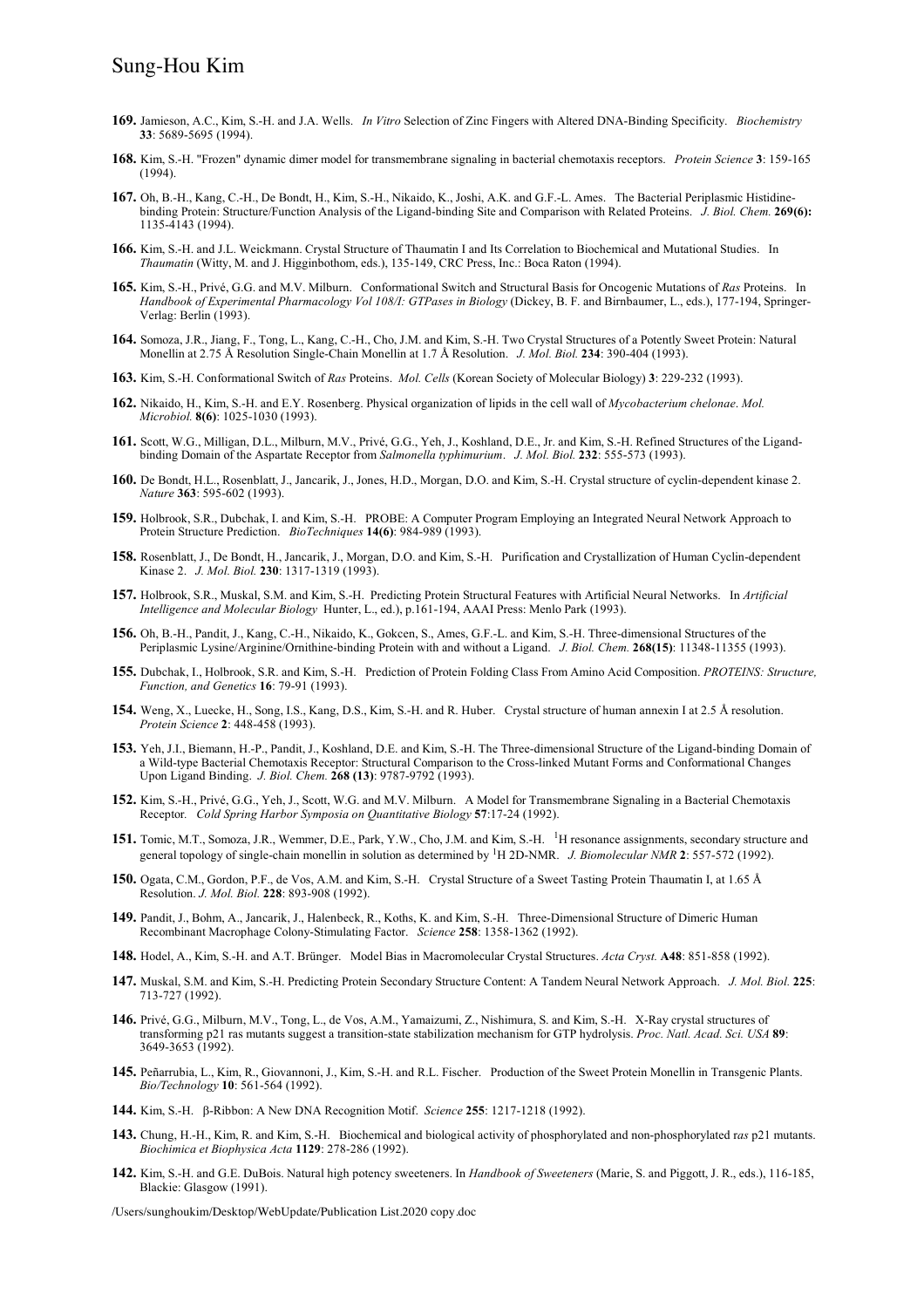**169.** Jamieson, A.C., Kim, S.-H. and J.A. Wells. *In Vitro* Selection of Zinc Fingers with Altered DNA-Binding Specificity. *Biochemistry* **33**: 5689-5695 (1994).

**168.** Kim, S.-H. "Frozen" dynamic dimer model for transmembrane signaling in bacterial chemotaxis receptors. *Protein Science* **3**: 159-165 (1994).

**167.** Oh, B.-H., Kang, C.-H., De Bondt, H., Kim, S.-H., Nikaido, K., Joshi, A.K. and G.F.-L. Ames. The Bacterial Periplasmic Histidine-binding Protein: Structure/Function Analysis of the Ligand-binding Site and Comparison with Related Proteins. *J. Biol. Chem.* **269(6):** 1135-4143 (1994).

**166.** Kim, S.-H. and J.L. Weickmann. Crystal Structure of Thaumatin I and Its Correlation to Biochemical and Mutational Studies. In *Thaumatin* (Witty, M. and J. Higginbothom, eds.), 135-149, CRC Press, Inc.: Boca Raton (1994).

**165.** Kim, S.-H., Privé, G.G. and M.V. Milburn. Conformational Switch and Structural Basis for Oncogenic Mutations of *Ras* Proteins. In *Handbook of Experimental Pharmacology Vol 108/I: GTPases in Biology* (Dickey, B. F. and Birnbaumer, L., eds.), 177-194, Springer-Verlag: Berlin (1993).

**164.** Somoza, J.R., Jiang, F., Tong, L., Kang, C.-H., Cho, J.M. and Kim, S.-H. Two Crystal Structures of a Potently Sweet Protein: Natural Monellin at 2.75 Å Resolution Single-Chain Monellin at 1.7 Å Resolution. *J. Mol. Biol.* **234**: 390-404 (1993).

**163.** Kim, S.-H. Conformational Switch of *Ras* Proteins. *Mol. Cells* (Korean Society of Molecular Biology) **3**: 229-232 (1993).

**162.** Nikaido, H., Kim, S.-H. and E.Y. Rosenberg. Physical organization of lipids in the cell wall of *Mycobacterium chelonae*. *Mol. Microbiol.* **8(6)**: 1025-1030 (1993).

**161.** Scott, W.G., Milligan, D.L., Milburn, M.V., Privé, G.G., Yeh, J., Koshland, D.E., Jr. and Kim, S.-H. Refined Structures of the Ligand-binding Domain of the Aspartate Receptor from *Salmonella typhimurium*. *J. Mol. Biol.* **232**: 555-573 (1993).

**160.** De Bondt, H.L., Rosenblatt, J., Jancarik, J., Jones, H.D., Morgan, D.O. and Kim, S.-H. Crystal structure of cyclin-dependent kinase 2. *Nature* **363**: 595-602 (1993).

**159.** Holbrook, S.R., Dubchak, I. and Kim, S.-H. PROBE: A Computer Program Employing an Integrated Neural Network Approach to Protein Structure Prediction. *BioTechniques* **14(6)**: 984-989 (1993).

**158.** Rosenblatt, J., De Bondt, H., Jancarik, J., Morgan, D.O. and Kim, S.-H. Purification and Crystallization of Human Cyclin-dependent Kinase 2. *J. Mol. Biol.* **230**: 1317-1319 (1993).

**157.** Holbrook, S.R., Muskal, S.M. and Kim, S.-H. Predicting Protein Structural Features with Artificial Neural Networks. In *Artificial Intelligence and Molecular Biology* Hunter, L., ed.), p.161-194, AAAI Press: Menlo Park (1993).

**156.** Oh, B.-H., Pandit, J., Kang, C.-H., Nikaido, K., Gokcen, S., Ames, G.F.-L. and Kim, S.-H. Three-dimensional Structures of the Periplasmic Lysine/Arginine/Ornithine-binding Protein with and without a Ligand. *J. Biol. Chem.* **268(15)**: 11348-11355 (1993).

**155.** Dubchak, I., Holbrook, S.R. and Kim, S.-H. Prediction of Protein Folding Class From Amino Acid Composition. *PROTEINS: Structure, Function, and Genetics* **16**: 79-91 (1993).

**154.** Weng, X., Luecke, H., Song, I.S., Kang, D.S., Kim, S.-H. and R. Huber. Crystal structure of human annexin I at 2.5 Å resolution. *Protein Science* **2**: 448-458 (1993).

**153.** Yeh, J.I., Biemann, H.-P., Pandit, J., Koshland, D.E. and Kim, S.-H. The Three-dimensional Structure of the Ligand-binding Domain of a Wild-type Bacterial Chemotaxis Receptor: Structural Comparison to the Cross-linked Mutant Forms and Conformational Changes Upon Ligand Binding. *J. Biol. Chem.* **268 (13)**: 9787-9792 (1993).

**152.** Kim, S.-H., Privé, G.G., Yeh, J., Scott, W.G. and M.V. Milburn. A Model for Transmembrane Signaling in a Bacterial Chemotaxis Receptor. *Cold Spring Harbor Symposia on Quantitative Biology* **57**:17-24 (1992).

**151.** Tomic, M.T., Somoza, J.R., Wemmer, D.E., Park, Y.W., Cho, J.M. and Kim, S.-H. $^{1}$H resonance assignments, secondary structure and general topology of single-chain monellin in solution as determined by $^{1}$H 2D-NMR. *J. Biomolecular NMR* **2**: 557-572 (1992).

**150.** Ogata, C.M., Gordon, P.F., de Vos, A.M. and Kim, S.-H. Crystal Structure of a Sweet Tasting Protein Thaumatin I, at 1.65 Å Resolution. *J. Mol. Biol.* **228**: 893-908 (1992).

**149.** Pandit, J., Bohm, A., Jancarik, J., Halenbeck, R., Koths, K. and Kim, S.-H. Three-Dimensional Structure of Dimeric Human Recombinant Macrophage Colony-Stimulating Factor. *Science* **258**: 1358-1362 (1992).

**148.** Hodel, A., Kim, S.-H. and A.T. Brünger. Model Bias in Macromolecular Crystal Structures. *Acta Cryst.* **A48**: 851-858 (1992).

**147.** Muskal, S.M. and Kim, S.-H. Predicting Protein Secondary Structure Content: A Tandem Neural Network Approach. *J. Mol. Biol.* **225**: 713-727 (1992).

**146.** Privé, G.G., Milburn, M.V., Tong, L., de Vos, A.M., Yamaizumi, Z., Nishimura, S. and Kim, S.-H. X-Ray crystal structures of transforming p21 ras mutants suggest a transition-state stabilization mechanism for GTP hydrolysis. *Proc. Natl. Acad. Sci. USA* **89**: 3649-3653 (1992).

**145.** Peñarrubia, L., Kim, R., Giovannoni, J., Kim, S.-H. and R.L. Fischer. Production of the Sweet Protein Monellin in Transgenic Plants. *Bio/Technology* **10**: 561-564 (1992).

**144.** Kim, S.-H. β-Ribbon: A New DNA Recognition Motif. *Science* **255**: 1217-1218 (1992).

**143.** Chung, H.-H., Kim, R. and Kim, S.-H. Biochemical and biological activity of phosphorylated and non-phosphorylated r*as* p21 mutants. *Biochimica et Biophysica Acta* **1129**: 278-286 (1992).

**142.** Kim, S.-H. and G.E. DuBois. Natural high potency sweeteners. In *Handbook of Sweeteners* (Marie, S. and Piggott, J. R., eds.), 116-185, Blackie: Glasgow (1991).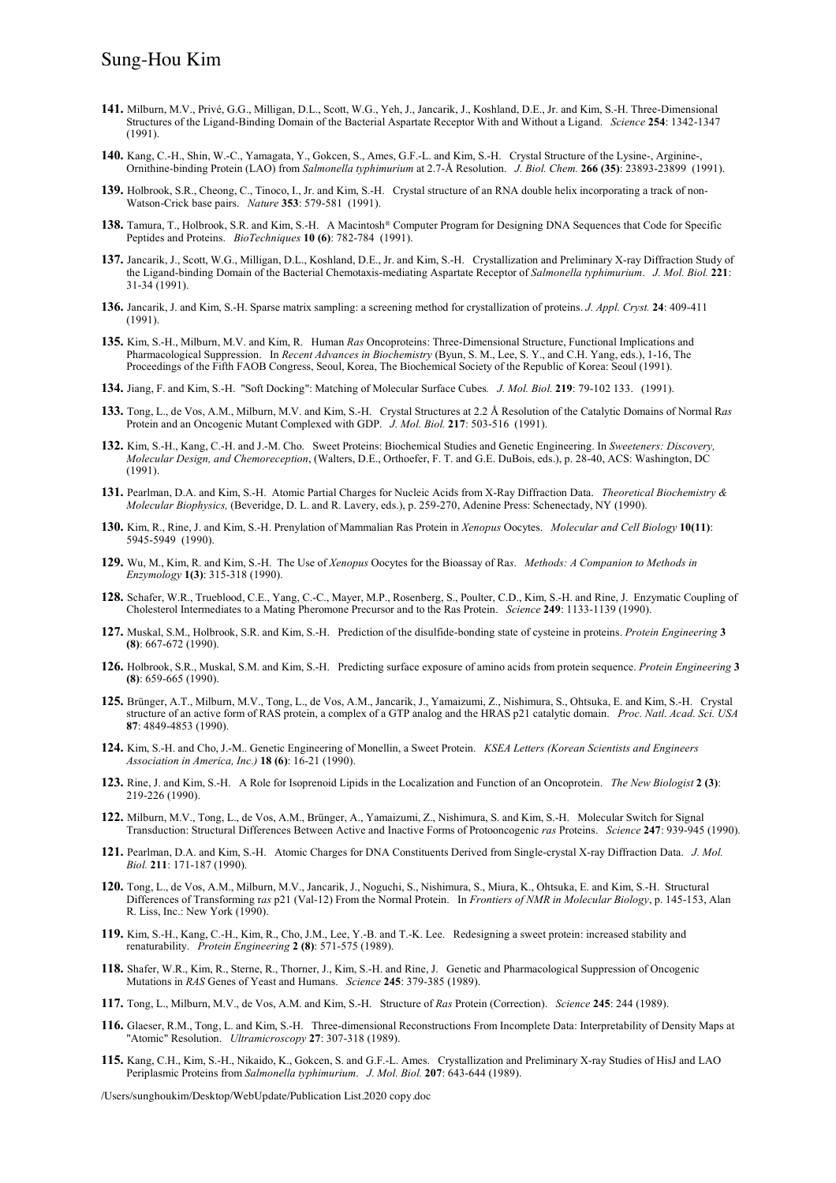**141.** Milburn, M.V., Privé, G.G., Milligan, D.L., Scott, W.G., Yeh, J., Jancarik, J., Koshland, D.E., Jr. and Kim, S.-H. Three-Dimensional Structures of the Ligand-Binding Domain of the Bacterial Aspartate Receptor With and Without a Ligand. *Science* **254**: 1342-1347 (1991).

**140.** Kang, C.-H., Shin, W.-C., Yamagata, Y., Gokcen, S., Ames, G.F.-L. and Kim, S.-H. Crystal Structure of the Lysine-, Arginine-, Ornithine-binding Protein (LAO) from *Salmonella typhimurium* at 2.7-Å Resolution. *J. Biol. Chem.* **266 (35)**: 23893-23899 (1991).

**139.** Holbrook, S.R., Cheong, C., Tinoco, I., Jr. and Kim, S.-H. Crystal structure of an RNA double helix incorporating a track of non-Watson-Crick base pairs. *Nature* **353**: 579-581 (1991).

**138.** Tamura, T., Holbrook, S.R. and Kim, S.-H. A Macintosh® Computer Program for Designing DNA Sequences that Code for Specific Peptides and Proteins. *BioTechniques* **10 (6)**: 782-784 (1991).

**137.** Jancarik, J., Scott, W.G., Milligan, D.L., Koshland, D.E., Jr. and Kim, S.-H. Crystallization and Preliminary X-ray Diffraction Study of the Ligand-binding Domain of the Bacterial Chemotaxis-mediating Aspartate Receptor of *Salmonella typhimurium*. *J. Mol. Biol.* **221**: 31-34 (1991).

**136.** Jancarik, J. and Kim, S.-H. Sparse matrix sampling: a screening method for crystallization of proteins. *J. Appl. Cryst.* **24**: 409-411 (1991).

**135.** Kim, S.-H., Milburn, M.V. and Kim, R. Human *Ras* Oncoproteins: Three-Dimensional Structure, Functional Implications and Pharmacological Suppression. In *Recent Advances in Biochemistry* (Byun, S. M., Lee, S. Y., and C.H. Yang, eds.), 1-16, The Proceedings of the Fifth FAOB Congress, Seoul, Korea, The Biochemical Society of the Republic of Korea: Seoul (1991).

**134.** Jiang, F. and Kim, S.-H. "Soft Docking": Matching of Molecular Surface Cubes*. J. Mol. Biol.* **219**: 79-102 133. (1991).

**133.** Tong, L., de Vos, A.M., Milburn, M.V. and Kim, S.-H. Crystal Structures at 2.2 Å Resolution of the Catalytic Domains of Normal R*as* Protein and an Oncogenic Mutant Complexed with GDP. *J. Mol. Biol.* **217**: 503-516 (1991).

**132.** Kim, S.-H., Kang, C.-H. and J.-M. Cho. Sweet Proteins: Biochemical Studies and Genetic Engineering. In *Sweeteners: Discovery, Molecular Design, and Chemoreception*, (Walters, D.E., Orthoefer, F. T. and G.E. DuBois, eds.), p. 28-40, ACS: Washington, DC (1991).

**131.** Pearlman, D.A. and Kim, S.-H. Atomic Partial Charges for Nucleic Acids from X-Ray Diffraction Data. *Theoretical Biochemistry & Molecular Biophysics,* (Beveridge, D. L. and R. Lavery, eds.), p. 259-270, Adenine Press: Schenectady, NY (1990).

**130.** Kim, R., Rine, J. and Kim, S.-H. Prenylation of Mammalian Ras Protein in *Xenopus* Oocytes. *Molecular and Cell Biology* **10(11)**: 5945-5949 (1990).

**129.** Wu, M., Kim, R. and Kim, S.-H. The Use of *Xenopus* Oocytes for the Bioassay of Ra*s*. *Methods: A Companion to Methods in Enzymology* **1(3)**: 315-318 (1990).

**128.** Schafer, W.R., Trueblood, C.E., Yang, C.-C., Mayer, M.P., Rosenberg, S., Poulter, C.D., Kim, S.-H. and Rine, J. Enzymatic Coupling of Cholesterol Intermediates to a Mating Pheromone Precursor and to the Ras Protein. *Science* **249**: 1133-1139 (1990).

**127.** Muskal, S.M., Holbrook, S.R. and Kim, S.-H. Prediction of the disulfide-bonding state of cysteine in proteins. *Protein Engineering* **3 (8)**: 667-672 (1990).

**126.** Holbrook, S.R., Muskal, S.M. and Kim, S.-H. Predicting surface exposure of amino acids from protein sequence. *Protein Engineering* **3 (8)**: 659-665 (1990).

**125.** Brünger, A.T., Milburn, M.V., Tong, L., de Vos, A.M., Jancarik, J., Yamaizumi, Z., Nishimura, S., Ohtsuka, E. and Kim, S.-H. Crystal structure of an active form of RAS protein, a complex of a GTP analog and the HRAS p21 catalytic domain. *Proc. Natl. Acad. Sci. USA* **87**: 4849-4853 (1990).

**124.** Kim, S.-H. and Cho, J.-M.. Genetic Engineering of Monellin, a Sweet Protein. *KSEA Letters (Korean Scientists and Engineers Association in America, Inc.)* **18 (6)**: 16-21 (1990).

**123.** Rine, J. and Kim, S.-H. A Role for Isoprenoid Lipids in the Localization and Function of an Oncoprotein. *The New Biologist* **2 (3)**: 219-226 (1990).

**122.** Milburn, M.V., Tong, L., de Vos, A.M., Brünger, A., Yamaizumi, Z., Nishimura, S. and Kim, S.-H. Molecular Switch for Signal Transduction: Structural Differences Between Active and Inactive Forms of Protooncogenic *ras* Proteins. *Science* **247**: 939-945 (1990).

**121.** Pearlman, D.A. and Kim, S.-H. Atomic Charges for DNA Constituents Derived from Single-crystal X-ray Diffraction Data. *J. Mol. Biol.* **211**: 171-187 (1990).

**120.** Tong, L., de Vos, A.M., Milburn, M.V., Jancarik, J., Noguchi, S., Nishimura, S., Miura, K., Ohtsuka, E. and Kim, S.-H. Structural Differences of Transforming r*as* p21 (Val-12) From the Normal Protein. In *Frontiers of NMR in Molecular Biology*, p. 145-153, Alan R. Liss, Inc.: New York (1990).

**119.** Kim, S.-H., Kang, C.-H., Kim, R., Cho, J.M., Lee, Y.-B. and T.-K. Lee. Redesigning a sweet protein: increased stability and renaturability. *Protein Engineering* **2 (8)**: 571-575 (1989).

**118.** Shafer, W.R., Kim, R., Sterne, R., Thorner, J., Kim, S.-H. and Rine, J. Genetic and Pharmacological Suppression of Oncogenic Mutations in *RAS* Genes of Yeast and Humans. *Science* **245**: 379-385 (1989).

**117.** Tong, L., Milburn, M.V., de Vos, A.M. and Kim, S.-H. Structure of *Ras* Protein (Correction). *Science* **245**: 244 (1989).

**116.** Glaeser, R.M., Tong, L. and Kim, S.-H. Three-dimensional Reconstructions From Incomplete Data: Interpretability of Density Maps at "Atomic" Resolution. *Ultramicroscopy* **27**: 307-318 (1989).

**115.** Kang, C.H., Kim, S.-H., Nikaido, K., Gokcen, S. and G.F.-L. Ames. Crystallization and Preliminary X-ray Studies of HisJ and LAO Periplasmic Proteins from *Salmonella typhimurium*. *J. Mol. Biol.* **207**: 643-644 (1989).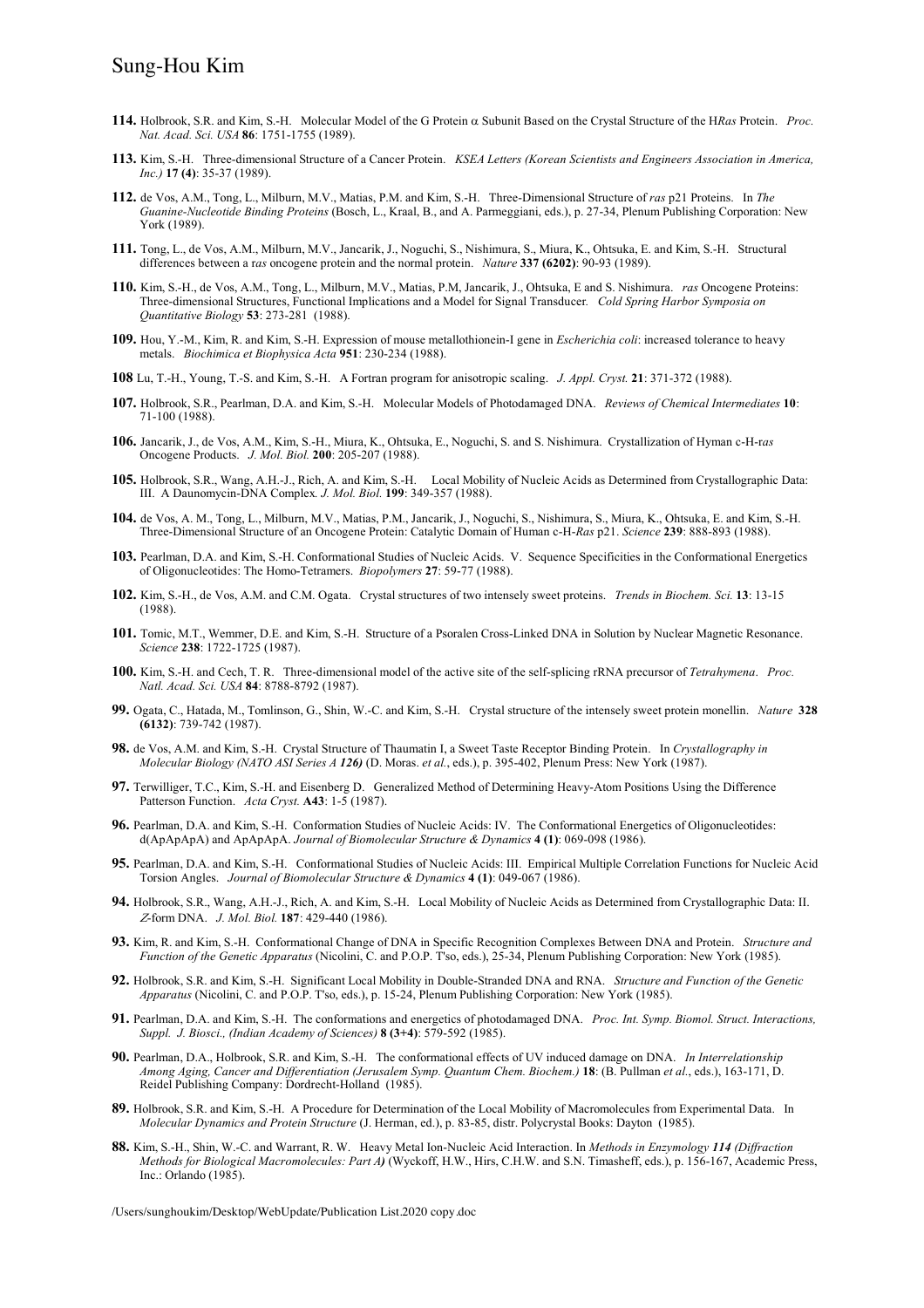**114.** Holbrook, S.R. and Kim, S.-H. Molecular Model of the G Protein α Subunit Based on the Crystal Structure of the H*Ras* Protein. *Proc. Nat. Acad. Sci. USA* **86**: 1751-1755 (1989).

**113.** Kim, S.-H. Three-dimensional Structure of a Cancer Protein. *KSEA Letters (Korean Scientists and Engineers Association in America, Inc.)* **17 (4)**: 35-37 (1989).

**112.** de Vos, A.M., Tong, L., Milburn, M.V., Matias, P.M. and Kim, S.-H. Three-Dimensional Structure of *ras* p21 Proteins. In *The Guanine-Nucleotide Binding Proteins* (Bosch, L., Kraal, B., and A. Parmeggiani, eds.), p. 27-34, Plenum Publishing Corporation: New York (1989).

**111.** Tong, L., de Vos, A.M., Milburn, M.V., Jancarik, J., Noguchi, S., Nishimura, S., Miura, K., Ohtsuka, E. and Kim, S.-H. Structural differences between a *ras* oncogene protein and the normal protein. *Nature* **337 (6202)**: 90-93 (1989).

**110.** Kim, S.-H., de Vos, A.M., Tong, L., Milburn, M.V., Matias, P.M, Jancarik, J., Ohtsuka, E and S. Nishimura. *ras* Oncogene Proteins: Three-dimensional Structures, Functional Implications and a Model for Signal Transducer. *Cold Spring Harbor Symposia on Quantitative Biology* **53**: 273-281 (1988).

**109.** Hou, Y.-M., Kim, R. and Kim, S.-H. Expression of mouse metallothionein-I gene in *Escherichia coli*: increased tolerance to heavy metals. *Biochimica et Biophysica Acta* **951**: 230-234 (1988).

**108** Lu, T.-H., Young, T.-S. and Kim, S.-H. A Fortran program for anisotropic scaling. *J. Appl. Cryst.* **21**: 371-372 (1988).

**107.** Holbrook, S.R., Pearlman, D.A. and Kim, S.-H. Molecular Models of Photodamaged DNA. *Reviews of Chemical Intermediates* **10**: 71-100 (1988).

**106.** Jancarik, J., de Vos, A.M., Kim, S.-H., Miura, K., Ohtsuka, E., Noguchi, S. and S. Nishimura. Crystallization of Hyman c-H-*ras* Oncogene Products. *J. Mol. Biol.* **200**: 205-207 (1988).

**105.** Holbrook, S.R., Wang, A.H.-J., Rich, A. and Kim, S.-H. Local Mobility of Nucleic Acids as Determined from Crystallographic Data: III. A Daunomycin-DNA Complex*. J. Mol. Biol.* **199**: 349-357 (1988).

**104.** de Vos, A. M., Tong, L., Milburn, M.V., Matias, P.M., Jancarik, J., Noguchi, S., Nishimura, S., Miura, K., Ohtsuka, E. and Kim, S.-H. Three-Dimensional Structure of an Oncogene Protein: Catalytic Domain of Human c-H-*Ras* p21. *Science* **239**: 888-893 (1988).

**103.** Pearlman, D.A. and Kim, S.-H. Conformational Studies of Nucleic Acids. V. Sequence Specificities in the Conformational Energetics of Oligonucleotides: The Homo-Tetramers. *Biopolymers* **27**: 59-77 (1988).

**102.** Kim, S.-H., de Vos, A.M. and C.M. Ogata. Crystal structures of two intensely sweet proteins. *Trends in Biochem. Sci.* **13**: 13-15 (1988).

**101.** Tomic, M.T., Wemmer, D.E. and Kim, S.-H. Structure of a Psoralen Cross-Linked DNA in Solution by Nuclear Magnetic Resonance. *Science* **238**: 1722-1725 (1987).

**100.** Kim, S.-H. and Cech, T. R. Three-dimensional model of the active site of the self-splicing rRNA precursor of *Tetrahymena*. *Proc. Natl. Acad. Sci. USA* **84**: 8788-8792 (1987).

**99.** Ogata, C., Hatada, M., Tomlinson, G., Shin, W.-C. and Kim, S.-H. Crystal structure of the intensely sweet protein monellin. *Nature* **328 (6132)**: 739-742 (1987).

**98.** de Vos, A.M. and Kim, S.-H. Crystal Structure of Thaumatin I, a Sweet Taste Receptor Binding Protein. In *Crystallography in Molecular Biology (NATO ASI Series A 126)* (D. Moras. *et al.*, eds.), p. 395-402, Plenum Press: New York (1987).

**97.** Terwilliger, T.C., Kim, S.-H. and Eisenberg D. Generalized Method of Determining Heavy-Atom Positions Using the Difference Patterson Function. *Acta Cryst.* **A43**: 1-5 (1987).

**96.** Pearlman, D.A. and Kim, S.-H. Conformation Studies of Nucleic Acids: IV. The Conformational Energetics of Oligonucleotides: d(ApApApA) and ApApApA. *Journal of Biomolecular Structure & Dynamics* **4 (1)**: 069-098 (1986).

**95.** Pearlman, D.A. and Kim, S.-H. Conformational Studies of Nucleic Acids: III. Empirical Multiple Correlation Functions for Nucleic Acid Torsion Angles. *Journal of Biomolecular Structure & Dynamics* **4 (1)**: 049-067 (1986).

**94.** Holbrook, S.R., Wang, A.H.-J., Rich, A. and Kim, S.-H. Local Mobility of Nucleic Acids as Determined from Crystallographic Data: II. *Z*-form DNA. *J. Mol. Biol.* **187**: 429-440 (1986).

**93.** Kim, R. and Kim, S.-H. Conformational Change of DNA in Specific Recognition Complexes Between DNA and Protein. *Structure and Function of the Genetic Apparatus* (Nicolini, C. and P.O.P. T'so, eds.), 25-34, Plenum Publishing Corporation: New York (1985).

**92.** Holbrook, S.R. and Kim, S.-H. Significant Local Mobility in Double-Stranded DNA and RNA. *Structure and Function of the Genetic Apparatus* (Nicolini, C. and P.O.P. T'so, eds.), p. 15-24, Plenum Publishing Corporation: New York (1985).

**91.** Pearlman, D.A. and Kim, S.-H. The conformations and energetics of photodamaged DNA. *Proc. Int. Symp. Biomol. Struct. Interactions, Suppl. J. Biosci., (Indian Academy of Sciences)* **8 (3+4)**: 579-592 (1985).

**90.** Pearlman, D.A., Holbrook, S.R. and Kim, S.-H. The conformational effects of UV induced damage on DNA. *In Interrelationship Among Aging, Cancer and Differentiation (Jerusalem Symp. Quantum Chem. Biochem.)* **18**: (B. Pullman *et al.*, eds.), 163-171, D. Reidel Publishing Company: Dordrecht-Holland (1985).

**89.** Holbrook, S.R. and Kim, S.-H. A Procedure for Determination of the Local Mobility of Macromolecules from Experimental Data. In *Molecular Dynamics and Protein Structure* (J. Herman, ed.), p. 83-85, distr. Polycrystal Books: Dayton (1985).

**88.** Kim, S.-H., Shin, W.-C. and Warrant, R. W. Heavy Metal Ion-Nucleic Acid Interaction. In *Methods in Enzymology 114 (Diffraction Methods for Biological Macromolecules: Part A)* (Wyckoff, H.W., Hirs, C.H.W. and S.N. Timasheff, eds.), p. 156-167, Academic Press, Inc.: Orlando (1985).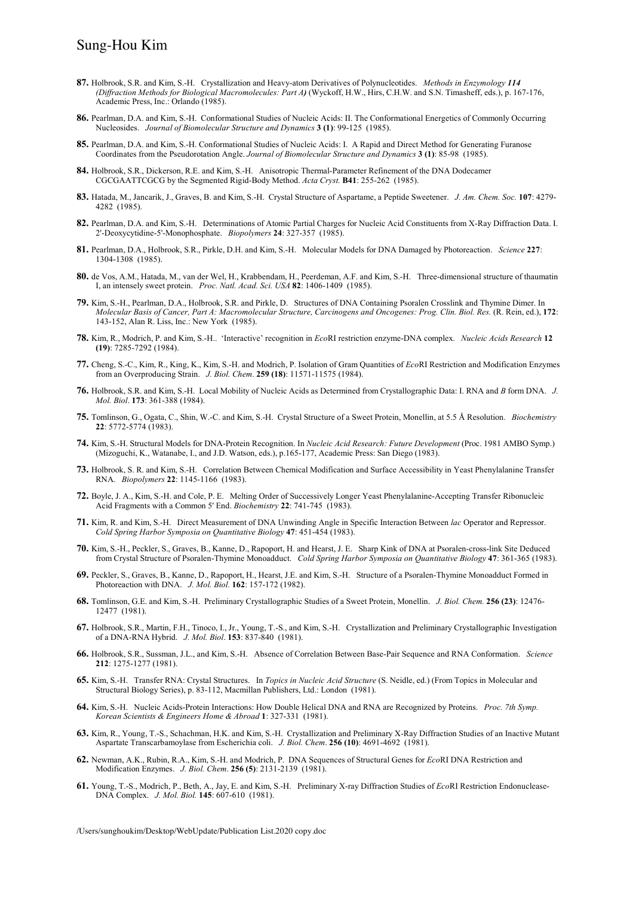**87.** Holbrook, S.R. and Kim, S.-H. Crystallization and Heavy-atom Derivatives of Polynucleotides. *Methods in Enzymology **114** (Diffraction Methods for Biological Macromolecules: Part A)* (Wyckoff, H.W., Hirs, C.H.W. and S.N. Timasheff, eds.), p. 167-176, Academic Press, Inc.: Orlando (1985).

**86.** Pearlman, D.A. and Kim, S.-H. Conformational Studies of Nucleic Acids: II. The Conformational Energetics of Commonly Occurring Nucleosides. *Journal of Biomolecular Structure and Dynamics* **3 (1)**: 99-125 (1985).

**85.** Pearlman, D.A. and Kim, S.-H. Conformational Studies of Nucleic Acids: I. A Rapid and Direct Method for Generating Furanose Coordinates from the Pseudorotation Angle. *Journal of Biomolecular Structure and Dynamics* **3 (1)**: 85-98 (1985).

**84.** Holbrook, S.R., Dickerson, R.E. and Kim, S.-H. Anisotropic Thermal-Parameter Refinement of the DNA Dodecamer CGCGAATTCGCG by the Segmented Rigid-Body Method. *Acta Cryst.* **B41**: 255-262 (1985).

**83.** Hatada, M., Jancarik, J., Graves, B. and Kim, S.-H. Crystal Structure of Aspartame, a Peptide Sweetener. *J. Am. Chem. Soc.* **107**: 4279-4282 (1985).

**82.** Pearlman, D.A. and Kim, S.-H. Determinations of Atomic Partial Charges for Nucleic Acid Constituents from X-Ray Diffraction Data. I. 2'-Deoxycytidine-5'-Monophosphate. *Biopolymers* **24**: 327-357 (1985).

**81.** Pearlman, D.A., Holbrook, S.R., Pirkle, D.H. and Kim, S.-H. Molecular Models for DNA Damaged by Photoreaction. *Science* **227**: 1304-1308 (1985).

**80.** de Vos, A.M., Hatada, M., van der Wel, H., Krabbendam, H., Peerdeman, A.F. and Kim, S.-H. Three-dimensional structure of thaumatin I, an intensely sweet protein. *Proc. Natl. Acad. Sci. USA* **82**: 1406-1409 (1985).

**79.** Kim, S.-H., Pearlman, D.A., Holbrook, S.R. and Pirkle, D. Structures of DNA Containing Psoralen Crosslink and Thymine Dimer. In *Molecular Basis of Cancer, Part A: Macromolecular Structure, Carcinogens and Oncogenes: Prog. Clin. Biol. Res.* (R. Rein, ed.), **172**: 143-152, Alan R. Liss, Inc.: New York (1985).

**78.** Kim, R., Modrich, P. and Kim, S.-H.. 'Interactive' recognition in *Eco*RI restriction enzyme-DNA complex. *Nucleic Acids Research* **12 (19)**: 7285-7292 (1984).

**77.** Cheng, S.-C., Kim, R., King, K., Kim, S.-H. and Modrich, P. Isolation of Gram Quantities of *Eco*RI Restriction and Modification Enzymes from an Overproducing Strain. *J. Biol. Chem*. **259 (18)**: 11571-11575 (1984).

**76.** Holbrook, S.R. and Kim, S.-H. Local Mobility of Nucleic Acids as Determined from Crystallographic Data: I. RNA and *B* form DNA. *J. Mol. Biol*. **173**: 361-388 (1984).

**75.** Tomlinson, G., Ogata, C., Shin, W.-C. and Kim, S.-H. Crystal Structure of a Sweet Protein, Monellin, at 5.5 Å Resolution. *Biochemistry* **22**: 5772-5774 (1983).

**74.** Kim, S.-H. Structural Models for DNA-Protein Recognition. In *Nucleic Acid Research: Future Development* (Proc. 1981 AMBO Symp.) (Mizoguchi, K., Watanabe, I., and J.D. Watson, eds.), p.165-177, Academic Press: San Diego (1983).

**73.** Holbrook, S. R. and Kim, S.-H. Correlation Between Chemical Modification and Surface Accessibility in Yeast Phenylalanine Transfer RNA. *Biopolymers* **22**: 1145-1166 (1983).

**72.** Boyle, J. A., Kim, S.-H. and Cole, P. E. Melting Order of Successively Longer Yeast Phenylalanine-Accepting Transfer Ribonucleic Acid Fragments with a Common 5′ End. *Biochemistry* **22**: 741-745 (1983).

**71.** Kim, R. and Kim, S.-H. Direct Measurement of DNA Unwinding Angle in Specific Interaction Between *lac* Operator and Repressor. *Cold Spring Harbor Symposia on Quantitative Biology* **47**: 451-454 (1983).

**70.** Kim, S.-H., Peckler, S., Graves, B., Kanne, D., Rapoport, H. and Hearst, J. E. Sharp Kink of DNA at Psoralen-cross-link Site Deduced from Crystal Structure of Psoralen-Thymine Monoadduct. *Cold Spring Harbor Symposia on Quantitative Biology* **47**: 361-365 (1983).

**69.** Peckler, S., Graves, B., Kanne, D., Rapoport, H., Hearst, J.E. and Kim, S.-H. Structure of a Psoralen-Thymine Monoadduct Formed in Photoreaction with DNA. *J. Mol. Biol.* **162**: 157-172 (1982).

**68.** Tomlinson, G.E. and Kim, S.-H. Preliminary Crystallographic Studies of a Sweet Protein, Monellin. *J. Biol. Chem.* **256 (23)**: 12476-12477 (1981).

**67.** Holbrook, S.R., Martin, F.H., Tinoco, I., Jr., Young, T.-S., and Kim, S.-H. Crystallization and Preliminary Crystallographic Investigation of a DNA-RNA Hybrid. *J. Mol. Biol*. **153**: 837-840 (1981).

**66.** Holbrook, S.R., Sussman, J.L., and Kim, S.-H. Absence of Correlation Between Base-Pair Sequence and RNA Conformation. *Science* **212**: 1275-1277 (1981).

**65.** Kim, S.-H. Transfer RNA: Crystal Structures. In *Topics in Nucleic Acid Structure* (S. Neidle, ed.) (From Topics in Molecular and Structural Biology Series), p. 83-112, Macmillan Publishers, Ltd.: London (1981).

**64.** Kim, S.-H. Nucleic Acids-Protein Interactions: How Double Helical DNA and RNA are Recognized by Proteins. *Proc. 7th Symp. Korean Scientists & Engineers Home & Abroad* **1**: 327-331 (1981).

**63.** Kim, R., Young, T.-S., Schachman, H.K. and Kim, S.-H. Crystallization and Preliminary X-Ray Diffraction Studies of an Inactive Mutant Aspartate Transcarbamoylase from Escherichia coli. *J. Biol. Chem*. **256 (10)**: 4691-4692 (1981).

**62.** Newman, A.K., Rubin, R.A., Kim, S.-H. and Modrich, P. DNA Sequences of Structural Genes for *Eco*RI DNA Restriction and Modification Enzymes. *J. Biol. Chem*. **256 (5)**: 2131-2139 (1981).

**61.** Young, T.-S., Modrich, P., Beth, A., Jay, E. and Kim, S.-H. Preliminary X-ray Diffraction Studies of *Eco*RI Restriction Endonuclease-DNA Complex. *J. Mol. Biol.* **145**: 607-610 (1981).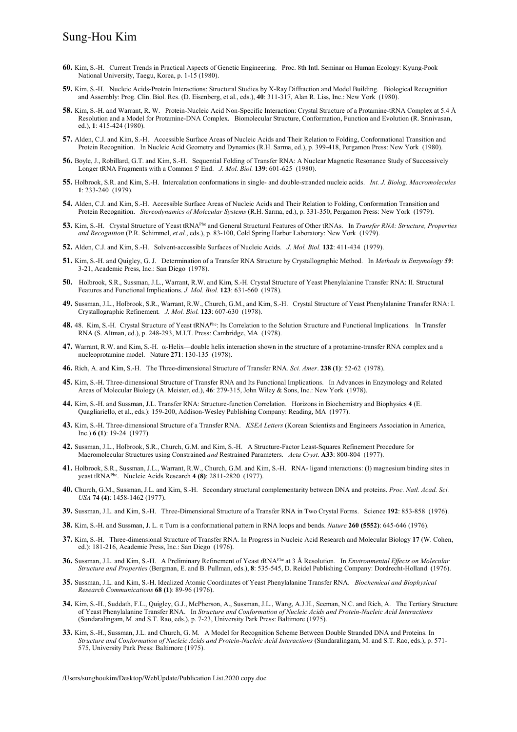**60.** Kim, S.-H. Current Trends in Practical Aspects of Genetic Engineering. Proc. 8th Intl. Seminar on Human Ecology: Kyung-Pook National University, Taegu, Korea, p. 1-15 (1980).

**59.** Kim, S.-H. Nucleic Acids-Protein Interactions: Structural Studies by X-Ray Diffraction and Model Building. Biological Recognition and Assembly: Prog. Clin. Biol. Res. (D. Eisenberg, et al., eds.), **40**: 311-317, Alan R. Liss, Inc.: New York (1980).

**58.** Kim, S.-H. and Warrant, R. W. Protein-Nucleic Acid Non-Specific Interaction: Crystal Structure of a Protamine-tRNA Complex at 5.4 Å Resolution and a Model for Protamine-DNA Complex. Biomolecular Structure, Conformation, Function and Evolution (R. Srinivasan, ed.), **1**: 415-424 (1980).

**57.** Alden, C.J. and Kim, S.-H. Accessible Surface Areas of Nucleic Acids and Their Relation to Folding, Conformational Transition and Protein Recognition. In Nucleic Acid Geometry and Dynamics (R.H. Sarma, ed.), p. 399-418, Pergamon Press: New York (1980).

**56.** Boyle, J., Robillard, G.T. and Kim, S.-H. Sequential Folding of Transfer RNA: A Nuclear Magnetic Resonance Study of Successively Longer tRNA Fragments with a Common 5' End. *J. Mol. Biol.* **139**: 601-625 (1980).

**55.** Holbrook, S.R. and Kim, S.-H. Intercalation conformations in single- and double-stranded nucleic acids. *Int. J. Biolog. Macromolecules* **1**: 233-240 (1979).

**54.** Alden, C.J. and Kim, S.-H. Accessible Surface Areas of Nucleic Acids and Their Relation to Folding, Conformation Transition and Protein Recognition. *Stereodynamics of Molecular Systems* (R.H. Sarma, ed.), p. 331-350, Pergamon Press: New York (1979).

**53.** Kim, S.-H. Crystal Structure of Yeast tRNA$^{Phe}$ and General Structural Features of Other tRNAs. In *Transfer RNA: Structure, Properties and Recognition* (P.R. Schimmel, *et al.*, eds.), p. 83-100, Cold Spring Harbor Laboratory: New York (1979).

**52.** Alden, C.J. and Kim, S.-H. Solvent-accessible Surfaces of Nucleic Acids. *J. Mol. Biol.* **132**: 411-434 (1979).

**51.** Kim, S.-H. and Quigley, G. J. Determination of a Transfer RNA Structure by Crystallographic Method. In *Methods in Enzymology* ***59***: 3-21, Academic Press, Inc.: San Diego (1978).

**50.** Holbrook, S.R., Sussman, J.L., Warrant, R.W. and Kim, S.-H. Crystal Structure of Yeast Phenylalanine Transfer RNA: II. Structural Features and Functional Implications. *J. Mol. Biol.* **123**: 631-660 (1978).

**49.** Sussman, J.L., Holbrook, S.R., Warrant, R.W., Church, G.M., and Kim, S.-H. Crystal Structure of Yeast Phenylalanine Transfer RNA: I. Crystallographic Refinement*. J. Mol. Biol.* **123**: 607-630 (1978).

**48.** 48. Kim, S.-H. Crystal Structure of Yeast tRNA$^{Phe}$: Its Correlation to the Solution Structure and Functional Implications. In Transfer RNA (S. Altman, ed.), p. 248-293, M.I.T. Press: Cambridge, MA (1978).

**47.** Warrant, R.W. and Kim, S.-H. $\alpha$-Helix—double helix interaction shown in the structure of a protamine-transfer RNA complex and a nucleoprotamine model. Nature **271**: 130-135 (1978).

**46.** Rich, A. and Kim, S.-H. The Three-dimensional Structure of Transfer RNA. *Sci. Amer*. **238 (1)**: 52-62 (1978).

**45.** Kim, S.-H. Three-dimensional Structure of Transfer RNA and Its Functional Implications. In Advances in Enzymology and Related Areas of Molecular Biology (A. Meister, ed.), **46**: 279-315, John Wiley & Sons, Inc.: New York (1978).

**44.** Kim, S.-H. and Sussman, J.L. Transfer RNA: Structure-function Correlation. Horizons in Biochemistry and Biophysics **4** (E. Quagliariello, et al., eds.): 159-200, Addison-Wesley Publishing Company: Reading, MA (1977).

**43.** Kim, S.-H. Three-dimensional Structure of a Transfer RNA. *KSEA Letters* (Korean Scientists and Engineers Association in America, Inc.) **6 (1)**: 19-24 (1977).

**42.** Sussman, J.L., Holbrook, S.R., Church, G.M. and Kim, S.-H. A Structure-Factor Least-Squares Refinement Procedure for Macromolecular Structures using Constrained *and* Restrained Parameters. *Acta Cryst*. **A33**: 800-804 (1977).

**41.** Holbrook, S.R., Sussman, J.L., Warrant, R.W., Church, G.M. and Kim, S.-H. RNA- ligand interactions: (I) magnesium binding sites in yeast tRNA$^{Phe}$. Nucleic Acids Research **4 (8)**: 2811-2820 (1977).

**40.** Church, G.M., Sussman, J.L. and Kim, S.-H. Secondary structural complementarity between DNA and proteins. *Proc. Natl. Acad. Sci. USA* **74 (4)**: 1458-1462 (1977).

**39.** Sussman, J.L. and Kim, S.-H. Three-Dimensional Structure of a Transfer RNA in Two Crystal Forms. Science **192**: 853-858 (1976).

**38.** Kim, S.-H. and Sussman, J. L. $\pi$ Turn is a conformational pattern in RNA loops and bends. *Nature* **260 (5552)**: 645-646 (1976).

**37.** Kim, S.-H. Three-dimensional Structure of Transfer RNA. In Progress in Nucleic Acid Research and Molecular Biology **17** (W. Cohen, ed.): 181-216, Academic Press, Inc.: San Diego (1976).

**36.** Sussman, J.L. and Kim, S.-H. A Preliminary Refinement of Yeast *t*RNA$^{Phe}$ at 3 Å Resolution. In *Environmental Effects on Molecular Structure and Properties* (Bergman, E. and B. Pullman, eds.), **8**: 535-545, D. Reidel Publishing Company: Dordrecht-Holland (1976).

**35.** Sussman, J.L. and Kim, S.-H. Idealized Atomic Coordinates of Yeast Phenylalanine Transfer RNA. *Biochemical and Biophysical Research Communications* **68 (1)**: 89-96 (1976).

**34.** Kim, S.-H., Suddath, F.L., Quigley, G.J., McPherson, A., Sussman, J.L., Wang, A.J.H., Seeman, N.C. and Rich, A. The Tertiary Structure of Yeast Phenylalanine Transfer RNA. In *Structure and Conformation of Nucleic Acids and Protein-Nucleic Acid Interactions* (Sundaralingam, M. and S.T. Rao, eds.), p. 7-23, University Park Press: Baltimore (1975).

**33.** Kim, S.-H., Sussman, J.L. and Church, G. M. A Model for Recognition Scheme Between Double Stranded DNA and Proteins. In *Structure and Conformation of Nucleic Acids and Protein-Nucleic Acid Interactions* (Sundaralingam, M. and S.T. Rao, eds.), p. 571-575, University Park Press: Baltimore (1975).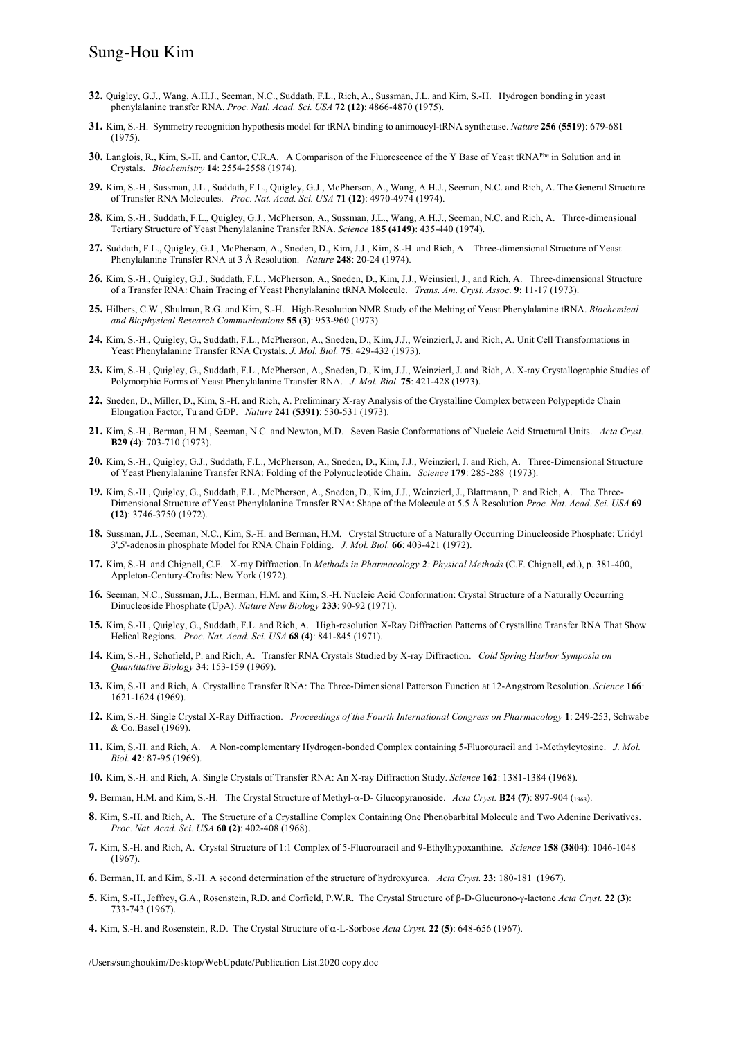**32.** Quigley, G.J., Wang, A.H.J., Seeman, N.C., Suddath, F.L., Rich, A., Sussman, J.L. and Kim, S.-H. Hydrogen bonding in yeast phenylalanine transfer RNA. *Proc. Natl. Acad. Sci. USA* **72 (12)**: 4866-4870 (1975).

**31.** Kim, S.-H. Symmetry recognition hypothesis model for tRNA binding to animoacyl-tRNA synthetase. *Nature* **256 (5519)**: 679-681 (1975).

**30.** Langlois, R., Kim, S.-H. and Cantor, C.R.A. A Comparison of the Fluorescence of the Y Base of Yeast tRNA$^{Phe}$ in Solution and in Crystals. *Biochemistry* **14**: 2554-2558 (1974).

**29.** Kim, S.-H., Sussman, J.L., Suddath, F.L., Quigley, G.J., McPherson, A., Wang, A.H.J., Seeman, N.C. and Rich, A. The General Structure of Transfer RNA Molecules. *Proc. Nat. Acad. Sci. USA* **71 (12)**: 4970-4974 (1974).

**28.** Kim, S.-H., Suddath, F.L., Quigley, G.J., McPherson, A., Sussman, J.L., Wang, A.H.J., Seeman, N.C. and Rich, A. Three-dimensional Tertiary Structure of Yeast Phenylalanine Transfer RNA. *Science* **185 (4149)**: 435-440 (1974).

**27.** Suddath, F.L., Quigley, G.J., McPherson, A., Sneden, D., Kim, J.J., Kim, S.-H. and Rich, A. Three-dimensional Structure of Yeast Phenylalanine Transfer RNA at 3 Å Resolution. *Nature* **248**: 20-24 (1974).

**26.** Kim, S.-H., Quigley, G.J., Suddath, F.L., McPherson, A., Sneden, D., Kim, J.J., Weinsierl, J., and Rich, A. Three-dimensional Structure of a Transfer RNA: Chain Tracing of Yeast Phenylalanine tRNA Molecule. *Trans. Am. Cryst. Assoc.* **9**: 11-17 (1973).

**25.** Hilbers, C.W., Shulman, R.G. and Kim, S.-H. High-Resolution NMR Study of the Melting of Yeast Phenylalanine tRNA. *Biochemical and Biophysical Research Communications* **55 (3)**: 953-960 (1973).

**24.** Kim, S.-H., Quigley, G., Suddath, F.L., McPherson, A., Sneden, D., Kim, J.J., Weinzierl, J. and Rich, A. Unit Cell Transformations in Yeast Phenylalanine Transfer RNA Crystals. *J. Mol. Biol.* **75**: 429-432 (1973).

**23.** Kim, S.-H., Quigley, G., Suddath, F.L., McPherson, A., Sneden, D., Kim, J.J., Weinzierl, J. and Rich, A. X-ray Crystallographic Studies of Polymorphic Forms of Yeast Phenylalanine Transfer RNA. *J. Mol. Biol.* **75**: 421-428 (1973).

**22.** Sneden, D., Miller, D., Kim, S.-H. and Rich, A. Preliminary X-ray Analysis of the Crystalline Complex between Polypeptide Chain Elongation Factor, Tu and GDP. *Nature* **241 (5391)**: 530-531 (1973).

**21.** Kim, S.-H., Berman, H.M., Seeman, N.C. and Newton, M.D. Seven Basic Conformations of Nucleic Acid Structural Units. *Acta Cryst.* **B29 (4)**: 703-710 (1973).

**20.** Kim, S.-H., Quigley, G.J., Suddath, F.L., McPherson, A., Sneden, D., Kim, J.J., Weinzierl, J. and Rich, A. Three-Dimensional Structure of Yeast Phenylalanine Transfer RNA: Folding of the Polynucleotide Chain. *Science* **179**: 285-288 (1973).

**19.** Kim, S.-H., Quigley, G., Suddath, F.L., McPherson, A., Sneden, D., Kim, J.J., Weinzierl, J., Blattmann, P. and Rich, A. The Three-Dimensional Structure of Yeast Phenylalanine Transfer RNA: Shape of the Molecule at 5.5 Å Resolution *Proc. Nat. Acad. Sci. USA* **69 (12)**: 3746-3750 (1972).

**18.** Sussman, J.L., Seeman, N.C., Kim, S.-H. and Berman, H.M. Crystal Structure of a Naturally Occurring Dinucleoside Phosphate: Uridyl 3',5'-adenosin phosphate Model for RNA Chain Folding. *J. Mol. Biol.* **66**: 403-421 (1972).

**17.** Kim, S.-H. and Chignell, C.F. X-ray Diffraction. In *Methods in Pharmacology 2: Physical Methods* (C.F. Chignell, ed.), p. 381-400, Appleton-Century-Crofts: New York (1972).

**16.** Seeman, N.C., Sussman, J.L., Berman, H.M. and Kim, S.-H. Nucleic Acid Conformation: Crystal Structure of a Naturally Occurring Dinucleoside Phosphate (UpA). *Nature New Biology* **233**: 90-92 (1971).

**15.** Kim, S.-H., Quigley, G., Suddath, F.L. and Rich, A. High-resolution X-Ray Diffraction Patterns of Crystalline Transfer RNA That Show Helical Regions. *Proc. Nat. Acad. Sci. USA* **68 (4)**: 841-845 (1971).

**14.** Kim, S.-H., Schofield, P. and Rich, A. Transfer RNA Crystals Studied by X-ray Diffraction. *Cold Spring Harbor Symposia on Quantitative Biology* **34**: 153-159 (1969).

**13.** Kim, S.-H. and Rich, A. Crystalline Transfer RNA: The Three-Dimensional Patterson Function at 12-Angstrom Resolution. *Science* **166**: 1621-1624 (1969).

**12.** Kim, S.-H. Single Crystal X-Ray Diffraction. *Proceedings of the Fourth International Congress on Pharmacology* **1**: 249-253, Schwabe & Co.:Basel (1969).

**11.** Kim, S.-H. and Rich, A. A Non-complementary Hydrogen-bonded Complex containing 5-Fluorouracil and 1-Methylcytosine. *J. Mol. Biol.* **42**: 87-95 (1969).

**10.** Kim, S.-H. and Rich, A. Single Crystals of Transfer RNA: An X-ray Diffraction Study. *Science* **162**: 1381-1384 (1968).

**9.** Berman, H.M. and Kim, S.-H. The Crystal Structure of Methyl-α-D- Glucopyranoside. *Acta Cryst.* **B24 (7)**: 897-904 (1968).

**8.** Kim, S.-H. and Rich, A. The Structure of a Crystalline Complex Containing One Phenobarbital Molecule and Two Adenine Derivatives. *Proc. Nat. Acad. Sci. USA* **60 (2)**: 402-408 (1968).

**7.** Kim, S.-H. and Rich, A. Crystal Structure of 1:1 Complex of 5-Fluorouracil and 9-Ethylhypoxanthine. *Science* **158 (3804)**: 1046-1048 (1967).

**6.** Berman, H. and Kim, S.-H. A second determination of the structure of hydroxyurea. *Acta Cryst.* **23**: 180-181 (1967).

**5.** Kim, S.-H., Jeffrey, G.A., Rosenstein, R.D. and Corfield, P.W.R. The Crystal Structure of β-D-Glucurono-γ-lactone *Acta Cryst.* **22 (3)**: 733-743 (1967).

**4.** Kim, S.-H. and Rosenstein, R.D. The Crystal Structure of α-L-Sorbose *Acta Cryst.* **22 (5)**: 648-656 (1967).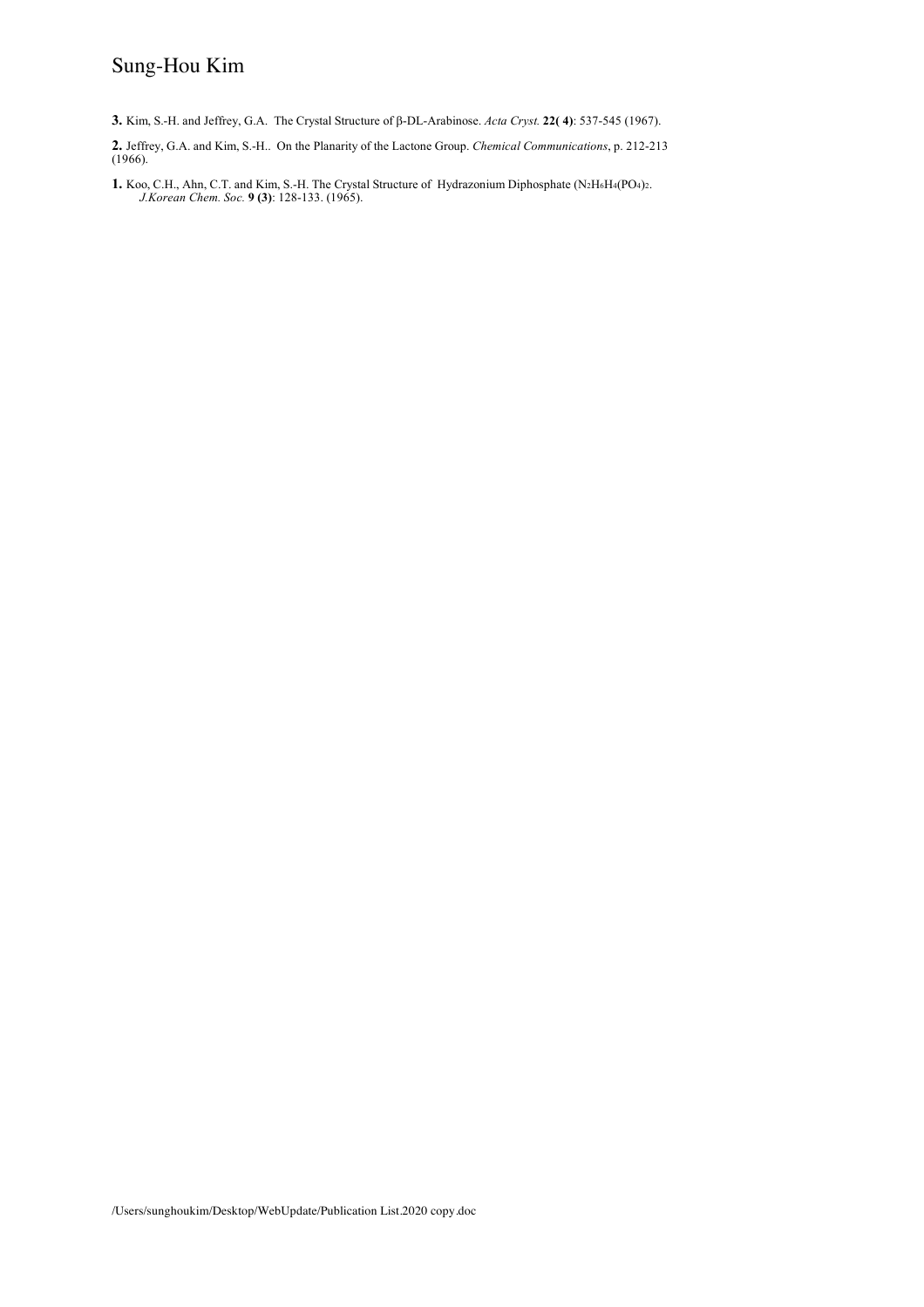Sung-Hou Kim

**3.** Kim, S.-H. and Jeffrey, G.A. The Crystal Structure of β-DL-Arabinose. *Acta Cryst.* **22( 4)**: 537-545 (1967).

**2.** Jeffrey, G.A. and Kim, S.-H.. On the Planarity of the Lactone Group. *Chemical Communications*, p. 212-213 (1966).

**1.** Koo, C.H., Ahn, C.T. and Kim, S.-H. The Crystal Structure of Hydrazonium Diphosphate ($N_2H_6H_4(PO_4)_2$. *J.Korean Chem. Soc.* **9 (3)**: 128-133. (1965).

/Users/sunghoukim/Desktop/WebUpdate/Publication List.2020 copy.doc